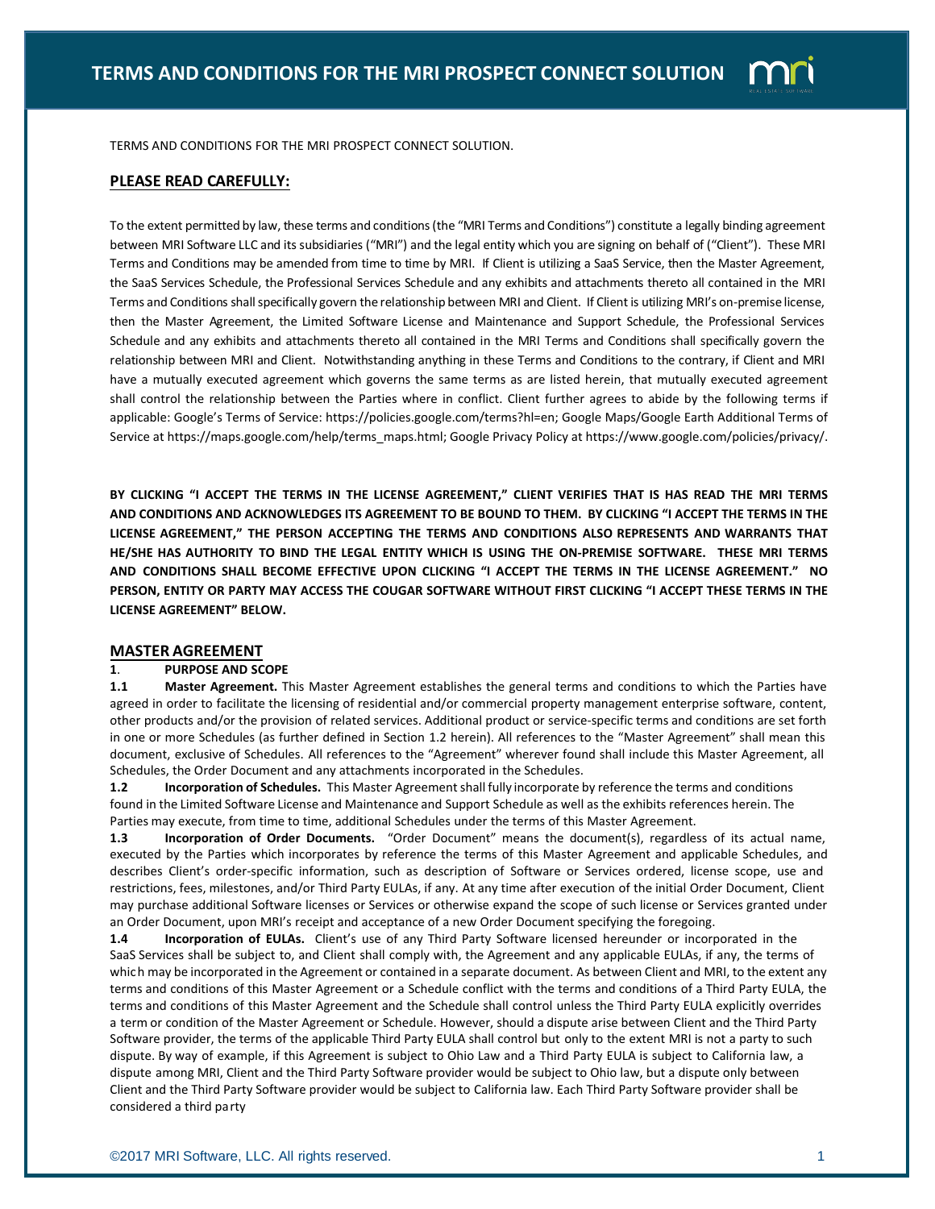# TERMS AND CONDITIONS FOR THE MRI PROSPECT CONNECT SOLUTION

TERMS AND CONDITIONS FOR THE MRI PROSPECT CONNECT SOLUTION.

**PLEASE READ CAREFULLY:**

To the extent permitted by law, these terms and conditions (the "MRI Terms and Conditions") constitute a legally binding agreement between MRI Software LLC and its subsidiaries ("MRI") and the legal entity which you are signing on behalf of ("Client"). These MRI Terms and Conditions may be amended from time to time by MRI. If Client is utilizing a SaaS Service, then the Master Agreement, the SaaS Services Schedule, the Professional Services Schedule and any exhibits and attachments thereto all contained in the MRI Terms and Conditions shall specifically govern the relationship between MRI and Client. If Client is utilizing MRI's on-premise license, then the Master Agreement, the Limited Software License and Maintenance and Support Schedule, the Professional Services Schedule and any exhibits and attachments thereto all contained in the MRI Terms and Conditions shall specifically govern the relationship between MRI and Client. Notwithstanding anything in these Terms and Conditions to the contrary, if Client and MRI have a mutually executed agreement which governs the same terms as are listed herein, that mutually executed agreement shall control the relationship between the Parties where in conflict. Client further agrees to abide by the following terms if applicable: Google's Terms of Service: https://policies.google.com/terms?hl=en; Google Maps/Google Earth Additional Terms of Service at https://maps.google.com/help/terms_maps.html; Google Privacy Policy at https://www.google.com/policies/privacy/.

**BY CLICKING "I ACCEPT THE TERMS IN THE LICENSE AGREEMENT," CLIENT VERIFIES THAT IS HAS READ THE MRI TERMS AND CONDITIONS AND ACKNOWLEDGES ITS AGREEMENT TO BE BOUND TO THEM. BY CLICKING "I ACCEPT THE TERMS IN THE LICENSE AGREEMENT," THE PERSON ACCEPTING THE TERMS AND CONDITIONS ALSO REPRESENTS AND WARRANTS THAT HE/SHE HAS AUTHORITY TO BIND THE LEGAL ENTITY WHICH IS USING THE ON-PREMISE SOFTWARE. THESE MRI TERMS AND CONDITIONS SHALL BECOME EFFECTIVE UPON CLICKING "I ACCEPT THE TERMS IN THE LICENSE AGREEMENT." NO PERSON, ENTITY OR PARTY MAY ACCESS THE COUGAR SOFTWARE WITHOUT FIRST CLICKING "I ACCEPT THESE TERMS IN THE LICENSE AGREEMENT" BELOW.**

## MASTER AGREEMENT

**1. PURPOSE AND SCOPE**

**1.1 Master Agreement.** This Master Agreement establishes the general terms and conditions to which the Parties have agreed in order to facilitate the licensing of residential and/or commercial property management enterprise software, content, other products and/or the provision of related services. Additional product or service-specific terms and conditions are set forth in one or more Schedules (as further defined in Section 1.2 herein). All references to the "Master Agreement" shall mean this document, exclusive of Schedules. All references to the "Agreement" wherever found shall include this Master Agreement, all Schedules, the Order Document and any attachments incorporated in the Schedules.

**1.2 Incorporation of Schedules.** This Master Agreement shall fully incorporate by reference the terms and conditions found in the Limited Software License and Maintenance and Support Schedule as well as the exhibits references herein. The Parties may execute, from time to time, additional Schedules under the terms of this Master Agreement.

**1.3 Incorporation of Order Documents.** "Order Document" means the document(s), regardless of its actual name, executed by the Parties which incorporates by reference the terms of this Master Agreement and applicable Schedules, and describes Client's order-specific information, such as description of Software or Services ordered, license scope, use and restrictions, fees, milestones, and/or Third Party EULAs, if any. At any time after execution of the initial Order Document, Client may purchase additional Software licenses or Services or otherwise expand the scope of such license or Services granted under an Order Document, upon MRI's receipt and acceptance of a new Order Document specifying the foregoing.

**1.4 Incorporation of EULAs.** Client's use of any Third Party Software licensed hereunder or incorporated in the SaaS Services shall be subject to, and Client shall comply with, the Agreement and any applicable EULAs, if any, the terms of which may be incorporated in the Agreement or contained in a separate document. As between Client and MRI, to the extent any terms and conditions of this Master Agreement or a Schedule conflict with the terms and conditions of a Third Party EULA, the terms and conditions of this Master Agreement and the Schedule shall control unless the Third Party EULA explicitly overrides a term or condition of the Master Agreement or Schedule. However, should a dispute arise between Client and the Third Party Software provider, the terms of the applicable Third Party EULA shall control but only to the extent MRI is not a party to such dispute. By way of example, if this Agreement is subject to Ohio Law and a Third Party EULA is subject to California law, a dispute among MRI, Client and the Third Party Software provider would be subject to Ohio law, but a dispute only between Client and the Third Party Software provider would be subject to California law. Each Third Party Software provider shall be considered a third party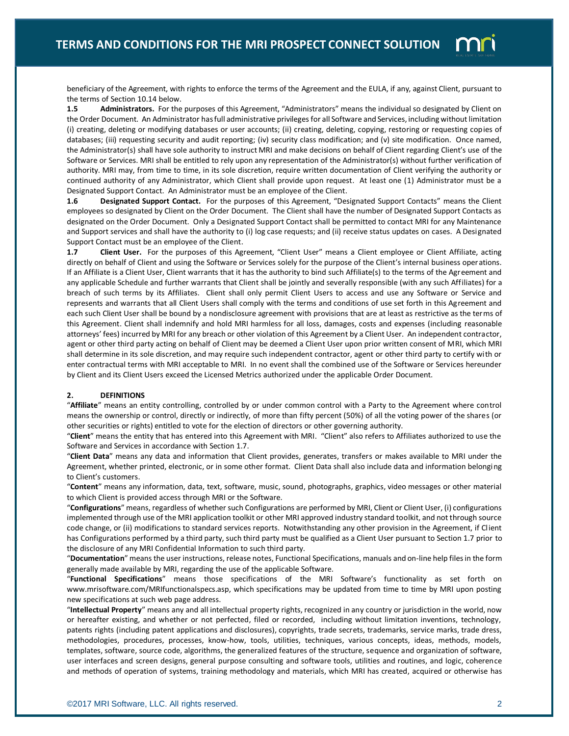beneficiary of the Agreement, with rights to enforce the terms of the Agreement and the EULA, if any, against Client, pursuant to the terms of Section 10.14 below.

**1.5 Administrators.** For the purposes of this Agreement, "Administrators" means the individual so designated by Client on the Order Document. An Administrator has full administrative privileges for all Software and Services, including without limitation (i) creating, deleting or modifying databases or user accounts; (ii) creating, deleting, copying, restoring or requesting copies of databases; (iii) requesting security and audit reporting; (iv) security class modification; and (v) site modification. Once named, the Administrator(s) shall have sole authority to instruct MRI and make decisions on behalf of Client regarding Client's use of the Software or Services. MRI shall be entitled to rely upon any representation of the Administrator(s) without further verification of authority. MRI may, from time to time, in its sole discretion, require written documentation of Client verifying the authority or continued authority of any Administrator, which Client shall provide upon request. At least one (1) Administrator must be a Designated Support Contact. An Administrator must be an employee of the Client.

**1.6 Designated Support Contact.** For the purposes of this Agreement, "Designated Support Contacts" means the Client employees so designated by Client on the Order Document. The Client shall have the number of Designated Support Contacts as designated on the Order Document. Only a Designated Support Contact shall be permitted to contact MRI for any Maintenance and Support services and shall have the authority to (i) log case requests; and (ii) receive status updates on cases. A Designated Support Contact must be an employee of the Client.

**1.7 Client User.** For the purposes of this Agreement, "Client User" means a Client employee or Client Affiliate, acting directly on behalf of Client and using the Software or Services solely for the purpose of the Client's internal business operations. If an Affiliate is a Client User, Client warrants that it has the authority to bind such Affiliate(s) to the terms of the Agreement and any applicable Schedule and further warrants that Client shall be jointly and severally responsible (with any such Affiliates) for a breach of such terms by its Affiliates. Client shall only permit Client Users to access and use any Software or Service and represents and warrants that all Client Users shall comply with the terms and conditions of use set forth in this Agreement and each such Client User shall be bound by a nondisclosure agreement with provisions that are at least as restrictive as the terms of this Agreement. Client shall indemnify and hold MRI harmless for all loss, damages, costs and expenses (including reasonable attorneys' fees) incurred by MRI for any breach or other violation of this Agreement by a Client User. An independent contractor, agent or other third party acting on behalf of Client may be deemed a Client User upon prior written consent of MRI, which MRI shall determine in its sole discretion, and may require such independent contractor, agent or other third party to certify with or enter contractual terms with MRI acceptable to MRI. In no event shall the combined use of the Software or Services hereunder by Client and its Client Users exceed the Licensed Metrics authorized under the applicable Order Document.

## 2. DEFINITIONS

"**Affiliate**" means an entity controlling, controlled by or under common control with a Party to the Agreement where control means the ownership or control, directly or indirectly, of more than fifty percent (50%) of all the voting power of the shares (or other securities or rights) entitled to vote for the election of directors or other governing authority.

"**Client**" means the entity that has entered into this Agreement with MRI. "Client" also refers to Affiliates authorized to use the Software and Services in accordance with Section 1.7.

"**Client Data**" means any data and information that Client provides, generates, transfers or makes available to MRI under the Agreement, whether printed, electronic, or in some other format. Client Data shall also include data and information belonging to Client's customers.

"**Content**" means any information, data, text, software, music, sound, photographs, graphics, video messages or other material to which Client is provided access through MRI or the Software.

"**Configurations**" means, regardless of whether such Configurations are performed by MRI, Client or Client User, (i) configurations implemented through use of the MRI application toolkit or other MRI approved industry standard toolkit, and not through source code change, or (ii) modifications to standard services reports. Notwithstanding any other provision in the Agreement, if Client has Configurations performed by a third party, such third party must be qualified as a Client User pursuant to Section 1.7 prior to the disclosure of any MRI Confidential Information to such third party.

"**Documentation**" means the user instructions, release notes, Functional Specifications, manuals and on-line help files in the form generally made available by MRI, regarding the use of the applicable Software.

"**Functional Specifications**" means those specifications of the MRI Software's functionality as set forth on www.mrisoftware.com/MRIfunctionalspecs.asp, which specifications may be updated from time to time by MRI upon posting new specifications at such web page address.

"**Intellectual Property**" means any and all intellectual property rights, recognized in any country or jurisdiction in the world, now or hereafter existing, and whether or not perfected, filed or recorded, including without limitation inventions, technology, patents rights (including patent applications and disclosures), copyrights, trade secrets, trademarks, service marks, trade dress, methodologies, procedures, processes, know-how, tools, utilities, techniques, various concepts, ideas, methods, models, templates, software, source code, algorithms, the generalized features of the structure, sequence and organization of software, user interfaces and screen designs, general purpose consulting and software tools, utilities and routines, and logic, coherence and methods of operation of systems, training methodology and materials, which MRI has created, acquired or otherwise has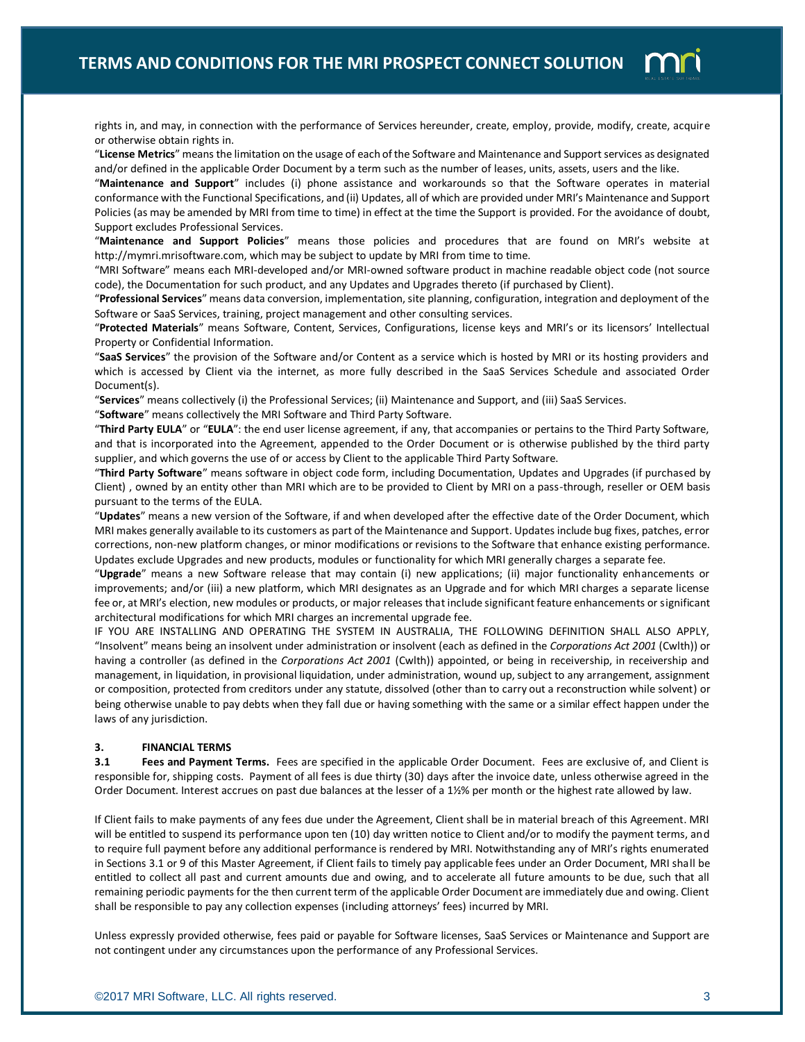rights in, and may, in connection with the performance of Services hereunder, create, employ, provide, modify, create, acquire or otherwise obtain rights in.

"**License Metrics**" means the limitation on the usage of each of the Software and Maintenance and Support services as designated and/or defined in the applicable Order Document by a term such as the number of leases, units, assets, users and the like.

"**Maintenance and Support**" includes (i) phone assistance and workarounds so that the Software operates in material conformance with the Functional Specifications, and (ii) Updates, all of which are provided under MRI's Maintenance and Support Policies (as may be amended by MRI from time to time) in effect at the time the Support is provided. For the avoidance of doubt, Support excludes Professional Services.

"**Maintenance and Support Policies**" means those policies and procedures that are found on MRI's website at http://mymri.mrisoftware.com, which may be subject to update by MRI from time to time.

"MRI Software" means each MRI-developed and/or MRI-owned software product in machine readable object code (not source code), the Documentation for such product, and any Updates and Upgrades thereto (if purchased by Client).

"**Professional Services**" means data conversion, implementation, site planning, configuration, integration and deployment of the Software or SaaS Services, training, project management and other consulting services.

"**Protected Materials**" means Software, Content, Services, Configurations, license keys and MRI's or its licensors' Intellectual Property or Confidential Information.

"**SaaS Services**" the provision of the Software and/or Content as a service which is hosted by MRI or its hosting providers and which is accessed by Client via the internet, as more fully described in the SaaS Services Schedule and associated Order Document(s).

"**Services**" means collectively (i) the Professional Services; (ii) Maintenance and Support, and (iii) SaaS Services.

"**Software**" means collectively the MRI Software and Third Party Software.

"**Third Party EULA**" or "**EULA**": the end user license agreement, if any, that accompanies or pertains to the Third Party Software, and that is incorporated into the Agreement, appended to the Order Document or is otherwise published by the third party supplier, and which governs the use of or access by Client to the applicable Third Party Software.

"**Third Party Software**" means software in object code form, including Documentation, Updates and Upgrades (if purchased by Client) , owned by an entity other than MRI which are to be provided to Client by MRI on a pass-through, reseller or OEM basis pursuant to the terms of the EULA.

"**Updates**" means a new version of the Software, if and when developed after the effective date of the Order Document, which MRI makes generally available to its customers as part of the Maintenance and Support. Updates include bug fixes, patches, error corrections, non-new platform changes, or minor modifications or revisions to the Software that enhance existing performance. Updates exclude Upgrades and new products, modules or functionality for which MRI generally charges a separate fee.

"**Upgrade**" means a new Software release that may contain (i) new applications; (ii) major functionality enhancements or improvements; and/or (iii) a new platform, which MRI designates as an Upgrade and for which MRI charges a separate license fee or, at MRI's election, new modules or products, or major releases that include significant feature enhancements or significant architectural modifications for which MRI charges an incremental upgrade fee.

IF YOU ARE INSTALLING AND OPERATING THE SYSTEM IN AUSTRALIA, THE FOLLOWING DEFINITION SHALL ALSO APPLY, "Insolvent" means being an insolvent under administration or insolvent (each as defined in the *Corporations Act 2001* (Cwlth)) or having a controller (as defined in the *Corporations Act 2001* (Cwlth)) appointed, or being in receivership, in receivership and management, in liquidation, in provisional liquidation, under administration, wound up, subject to any arrangement, assignment or composition, protected from creditors under any statute, dissolved (other than to carry out a reconstruction while solvent) or being otherwise unable to pay debts when they fall due or having something with the same or a similar effect happen under the laws of any jurisdiction.

## 3. FINANCIAL TERMS

**3.1 Fees and Payment Terms.** Fees are specified in the applicable Order Document. Fees are exclusive of, and Client is responsible for, shipping costs. Payment of all fees is due thirty (30) days after the invoice date, unless otherwise agreed in the Order Document. Interest accrues on past due balances at the lesser of a 1½% per month or the highest rate allowed by law.

If Client fails to make payments of any fees due under the Agreement, Client shall be in material breach of this Agreement. MRI will be entitled to suspend its performance upon ten (10) day written notice to Client and/or to modify the payment terms, and to require full payment before any additional performance is rendered by MRI. Notwithstanding any of MRI's rights enumerated in Sections 3.1 or 9 of this Master Agreement, if Client fails to timely pay applicable fees under an Order Document, MRI shall be entitled to collect all past and current amounts due and owing, and to accelerate all future amounts to be due, such that all remaining periodic payments for the then current term of the applicable Order Document are immediately due and owing. Client shall be responsible to pay any collection expenses (including attorneys' fees) incurred by MRI.

Unless expressly provided otherwise, fees paid or payable for Software licenses, SaaS Services or Maintenance and Support are not contingent under any circumstances upon the performance of any Professional Services.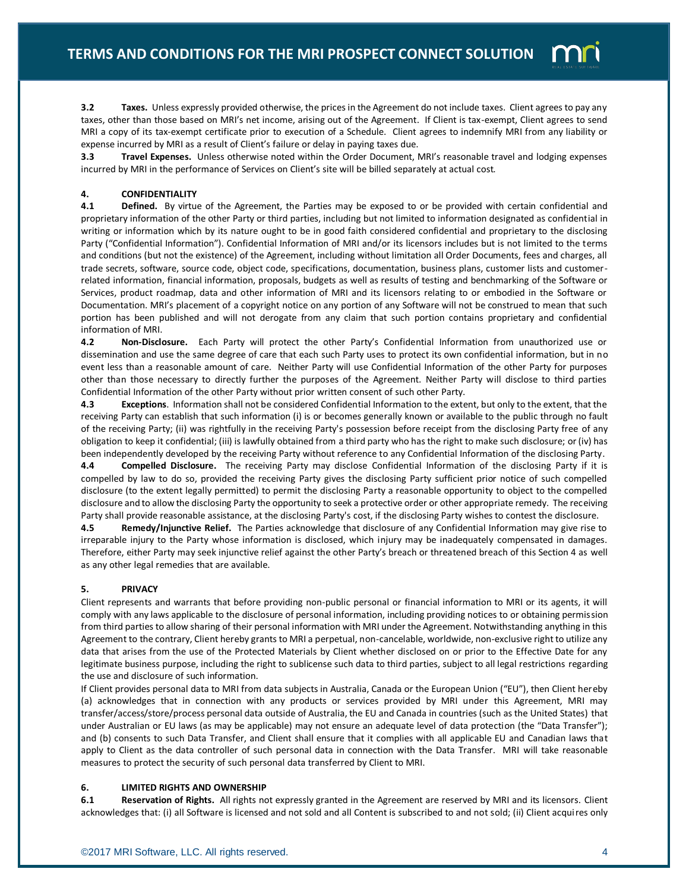**3.2 Taxes.** Unless expressly provided otherwise, the prices in the Agreement do not include taxes. Client agrees to pay any taxes, other than those based on MRI's net income, arising out of the Agreement. If Client is tax-exempt, Client agrees to send MRI a copy of its tax-exempt certificate prior to execution of a Schedule. Client agrees to indemnify MRI from any liability or expense incurred by MRI as a result of Client's failure or delay in paying taxes due.

**3.3 Travel Expenses.** Unless otherwise noted within the Order Document, MRI's reasonable travel and lodging expenses incurred by MRI in the performance of Services on Client's site will be billed separately at actual cost.

## 4. CONFIDENTIALITY

**4.1 Defined.** By virtue of the Agreement, the Parties may be exposed to or be provided with certain confidential and proprietary information of the other Party or third parties, including but not limited to information designated as confidential in writing or information which by its nature ought to be in good faith considered confidential and proprietary to the disclosing Party ("Confidential Information"). Confidential Information of MRI and/or its licensors includes but is not limited to the terms and conditions (but not the existence) of the Agreement, including without limitation all Order Documents, fees and charges, all trade secrets, software, source code, object code, specifications, documentation, business plans, customer lists and customer-related information, financial information, proposals, budgets as well as results of testing and benchmarking of the Software or Services, product roadmap, data and other information of MRI and its licensors relating to or embodied in the Software or Documentation. MRI's placement of a copyright notice on any portion of any Software will not be construed to mean that such portion has been published and will not derogate from any claim that such portion contains proprietary and confidential information of MRI.

**4.2 Non-Disclosure.** Each Party will protect the other Party's Confidential Information from unauthorized use or dissemination and use the same degree of care that each such Party uses to protect its own confidential information, but in no event less than a reasonable amount of care. Neither Party will use Confidential Information of the other Party for purposes other than those necessary to directly further the purposes of the Agreement. Neither Party will disclose to third parties Confidential Information of the other Party without prior written consent of such other Party.

**4.3 Exceptions**. Information shall not be considered Confidential Information to the extent, but only to the extent, that the receiving Party can establish that such information (i) is or becomes generally known or available to the public through no fault of the receiving Party; (ii) was rightfully in the receiving Party's possession before receipt from the disclosing Party free of any obligation to keep it confidential; (iii) is lawfully obtained from a third party who has the right to make such disclosure; or (iv) has been independently developed by the receiving Party without reference to any Confidential Information of the disclosing Party.

**4.4 Compelled Disclosure.** The receiving Party may disclose Confidential Information of the disclosing Party if it is compelled by law to do so, provided the receiving Party gives the disclosing Party sufficient prior notice of such compelled disclosure (to the extent legally permitted) to permit the disclosing Party a reasonable opportunity to object to the compelled disclosure and to allow the disclosing Party the opportunity to seek a protective order or other appropriate remedy. The receiving Party shall provide reasonable assistance, at the disclosing Party's cost, if the disclosing Party wishes to contest the disclosure.

**4.5 Remedy/Injunctive Relief.** The Parties acknowledge that disclosure of any Confidential Information may give rise to irreparable injury to the Party whose information is disclosed, which injury may be inadequately compensated in damages. Therefore, either Party may seek injunctive relief against the other Party's breach or threatened breach of this Section 4 as well as any other legal remedies that are available.

## 5. PRIVACY

Client represents and warrants that before providing non-public personal or financial information to MRI or its agents, it will comply with any laws applicable to the disclosure of personal information, including providing notices to or obtaining permission from third parties to allow sharing of their personal information with MRI under the Agreement. Notwithstanding anything in this Agreement to the contrary, Client hereby grants to MRI a perpetual, non-cancelable, worldwide, non-exclusive right to utilize any data that arises from the use of the Protected Materials by Client whether disclosed on or prior to the Effective Date for any legitimate business purpose, including the right to sublicense such data to third parties, subject to all legal restrictions regarding the use and disclosure of such information.

If Client provides personal data to MRI from data subjects in Australia, Canada or the European Union ("EU"), then Client hereby (a) acknowledges that in connection with any products or services provided by MRI under this Agreement, MRI may transfer/access/store/process personal data outside of Australia, the EU and Canada in countries (such as the United States) that under Australian or EU laws (as may be applicable) may not ensure an adequate level of data protection (the "Data Transfer"); and (b) consents to such Data Transfer, and Client shall ensure that it complies with all applicable EU and Canadian laws that apply to Client as the data controller of such personal data in connection with the Data Transfer. MRI will take reasonable measures to protect the security of such personal data transferred by Client to MRI.

## 6. LIMITED RIGHTS AND OWNERSHIP

**6.1 Reservation of Rights.** All rights not expressly granted in the Agreement are reserved by MRI and its licensors. Client acknowledges that: (i) all Software is licensed and not sold and all Content is subscribed to and not sold; (ii) Client acquires only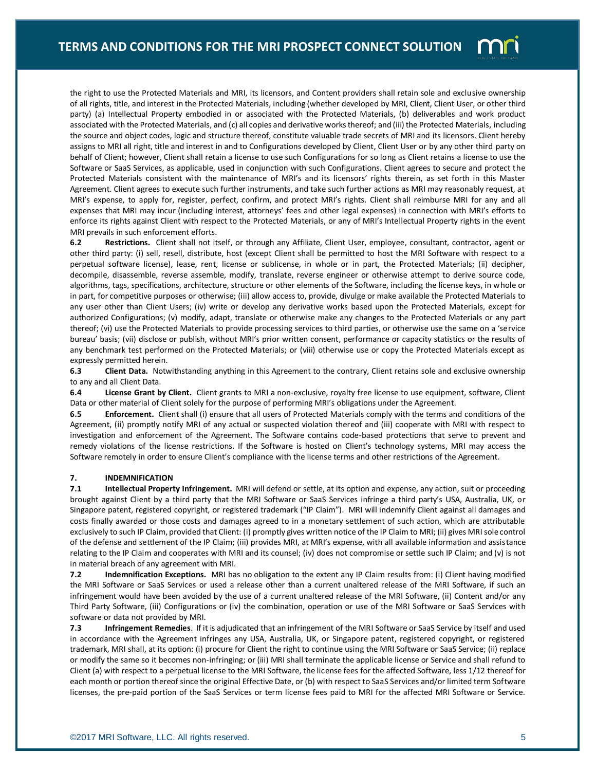the right to use the Protected Materials and MRI, its licensors, and Content providers shall retain sole and exclusive ownership of all rights, title, and interest in the Protected Materials, including (whether developed by MRI, Client, Client User, or other third party) (a) Intellectual Property embodied in or associated with the Protected Materials, (b) deliverables and work product associated with the Protected Materials, and (c) all copies and derivative works thereof; and (iii) the Protected Materials, including the source and object codes, logic and structure thereof, constitute valuable trade secrets of MRI and its licensors. Client hereby assigns to MRI all right, title and interest in and to Configurations developed by Client, Client User or by any other third party on behalf of Client; however, Client shall retain a license to use such Configurations for so long as Client retains a license to use the Software or SaaS Services, as applicable, used in conjunction with such Configurations. Client agrees to secure and protect the Protected Materials consistent with the maintenance of MRI's and its licensors' rights therein, as set forth in this Master Agreement. Client agrees to execute such further instruments, and take such further actions as MRI may reasonably request, at MRI's expense, to apply for, register, perfect, confirm, and protect MRI's rights. Client shall reimburse MRI for any and all expenses that MRI may incur (including interest, attorneys' fees and other legal expenses) in connection with MRI's efforts to enforce its rights against Client with respect to the Protected Materials, or any of MRI's Intellectual Property rights in the event MRI prevails in such enforcement efforts.

**6.2 Restrictions.** Client shall not itself, or through any Affiliate, Client User, employee, consultant, contractor, agent or other third party: (i) sell, resell, distribute, host (except Client shall be permitted to host the MRI Software with respect to a perpetual software license), lease, rent, license or sublicense, in whole or in part, the Protected Materials; (ii) decipher, decompile, disassemble, reverse assemble, modify, translate, reverse engineer or otherwise attempt to derive source code, algorithms, tags, specifications, architecture, structure or other elements of the Software, including the license keys, in whole or in part, for competitive purposes or otherwise; (iii) allow access to, provide, divulge or make available the Protected Materials to any user other than Client Users; (iv) write or develop any derivative works based upon the Protected Materials, except for authorized Configurations; (v) modify, adapt, translate or otherwise make any changes to the Protected Materials or any part thereof; (vi) use the Protected Materials to provide processing services to third parties, or otherwise use the same on a 'service bureau' basis; (vii) disclose or publish, without MRI's prior written consent, performance or capacity statistics or the results of any benchmark test performed on the Protected Materials; or (viii) otherwise use or copy the Protected Materials except as expressly permitted herein.

**6.3 Client Data.** Notwithstanding anything in this Agreement to the contrary, Client retains sole and exclusive ownership to any and all Client Data.

**6.4 License Grant by Client.** Client grants to MRI a non-exclusive, royalty free license to use equipment, software, Client Data or other material of Client solely for the purpose of performing MRI's obligations under the Agreement.

**6.5 Enforcement.** Client shall (i) ensure that all users of Protected Materials comply with the terms and conditions of the Agreement, (ii) promptly notify MRI of any actual or suspected violation thereof and (iii) cooperate with MRI with respect to investigation and enforcement of the Agreement. The Software contains code-based protections that serve to prevent and remedy violations of the license restrictions. If the Software is hosted on Client's technology systems, MRI may access the Software remotely in order to ensure Client's compliance with the license terms and other restrictions of the Agreement.

## 7. INDEMNIFICATION

**7.1 Intellectual Property Infringement.** MRI will defend or settle, at its option and expense, any action, suit or proceeding brought against Client by a third party that the MRI Software or SaaS Services infringe a third party's USA, Australia, UK, or Singapore patent, registered copyright, or registered trademark ("IP Claim"). MRI will indemnify Client against all damages and costs finally awarded or those costs and damages agreed to in a monetary settlement of such action, which are attributable exclusively to such IP Claim, provided that Client: (i) promptly gives written notice of the IP Claim to MRI; (ii) gives MRI sole control of the defense and settlement of the IP Claim; (iii) provides MRI, at MRI's expense, with all available information and assistance relating to the IP Claim and cooperates with MRI and its counsel; (iv) does not compromise or settle such IP Claim; and (v) is not in material breach of any agreement with MRI.

**7.2 Indemnification Exceptions.** MRI has no obligation to the extent any IP Claim results from: (i) Client having modified the MRI Software or SaaS Services or used a release other than a current unaltered release of the MRI Software, if such an infringement would have been avoided by the use of a current unaltered release of the MRI Software, (ii) Content and/or any Third Party Software, (iii) Configurations or (iv) the combination, operation or use of the MRI Software or SaaS Services with software or data not provided by MRI.

**7.3 Infringement Remedies**. If it is adjudicated that an infringement of the MRI Software or SaaS Service by itself and used in accordance with the Agreement infringes any USA, Australia, UK, or Singapore patent, registered copyright, or registered trademark, MRI shall, at its option: (i) procure for Client the right to continue using the MRI Software or SaaS Service; (ii) replace or modify the same so it becomes non-infringing; or (iii) MRI shall terminate the applicable license or Service and shall refund to Client (a) with respect to a perpetual license to the MRI Software, the license fees for the affected Software, less 1/12 thereof for each month or portion thereof since the original Effective Date, or (b) with respect to SaaS Services and/or limited term Software licenses, the pre-paid portion of the SaaS Services or term license fees paid to MRI for the affected MRI Software or Service.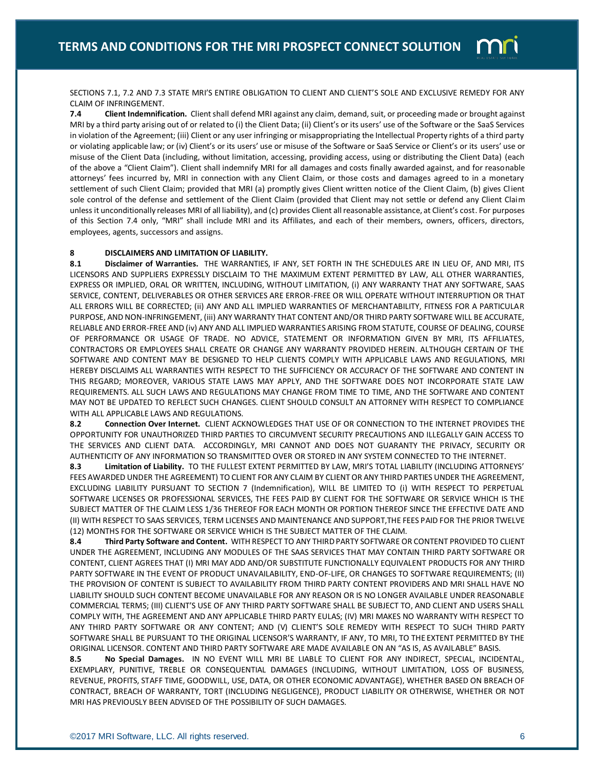SECTIONS 7.1, 7.2 AND 7.3 STATE MRI'S ENTIRE OBLIGATION TO CLIENT AND CLIENT'S SOLE AND EXCLUSIVE REMEDY FOR ANY CLAIM OF INFRINGEMENT.

**7.4 Client Indemnification.** Client shall defend MRI against any claim, demand, suit, or proceeding made or brought against MRI by a third party arising out of or related to (i) the Client Data; (ii) Client's or its users' use of the Software or the SaaS Services in violation of the Agreement; (iii) Client or any user infringing or misappropriating the Intellectual Property rights of a third party or violating applicable law; or (iv) Client's or its users' use or misuse of the Software or SaaS Service or Client's or its users' use or misuse of the Client Data (including, without limitation, accessing, providing access, using or distributing the Client Data) (each of the above a "Client Claim"). Client shall indemnify MRI for all damages and costs finally awarded against, and for reasonable attorneys' fees incurred by, MRI in connection with any Client Claim, or those costs and damages agreed to in a monetary settlement of such Client Claim; provided that MRI (a) promptly gives Client written notice of the Client Claim, (b) gives Client sole control of the defense and settlement of the Client Claim (provided that Client may not settle or defend any Client Claim unless it unconditionally releases MRI of all liability), and (c) provides Client all reasonable assistance, at Client's cost. For purposes of this Section 7.4 only, "MRI" shall include MRI and its Affiliates, and each of their members, owners, officers, directors, employees, agents, successors and assigns.

## 8 DISCLAIMERS AND LIMITATION OF LIABILITY.

**8.1 Disclaimer of Warranties.** THE WARRANTIES, IF ANY, SET FORTH IN THE SCHEDULES ARE IN LIEU OF, AND MRI, ITS LICENSORS AND SUPPLIERS EXPRESSLY DISCLAIM TO THE MAXIMUM EXTENT PERMITTED BY LAW, ALL OTHER WARRANTIES, EXPRESS OR IMPLIED, ORAL OR WRITTEN, INCLUDING, WITHOUT LIMITATION, (i) ANY WARRANTY THAT ANY SOFTWARE, SAAS SERVICE, CONTENT, DELIVERABLES OR OTHER SERVICES ARE ERROR-FREE OR WILL OPERATE WITHOUT INTERRUPTION OR THAT ALL ERRORS WILL BE CORRECTED; (ii) ANY AND ALL IMPLIED WARRANTIES OF MERCHANTABILITY, FITNESS FOR A PARTICULAR PURPOSE, AND NON-INFRINGEMENT, (iii) ANY WARRANTY THAT CONTENT AND/OR THIRD PARTY SOFTWARE WILL BE ACCURATE, RELIABLE AND ERROR-FREE AND (iv) ANY AND ALL IMPLIED WARRANTIES ARISING FROM STATUTE, COURSE OF DEALING, COURSE OF PERFORMANCE OR USAGE OF TRADE. NO ADVICE, STATEMENT OR INFORMATION GIVEN BY MRI, ITS AFFILIATES, CONTRACTORS OR EMPLOYEES SHALL CREATE OR CHANGE ANY WARRANTY PROVIDED HEREIN. ALTHOUGH CERTAIN OF THE SOFTWARE AND CONTENT MAY BE DESIGNED TO HELP CLIENTS COMPLY WITH APPLICABLE LAWS AND REGULATIONS, MRI HEREBY DISCLAIMS ALL WARRANTIES WITH RESPECT TO THE SUFFICIENCY OR ACCURACY OF THE SOFTWARE AND CONTENT IN THIS REGARD; MOREOVER, VARIOUS STATE LAWS MAY APPLY, AND THE SOFTWARE DOES NOT INCORPORATE STATE LAW REQUIREMENTS. ALL SUCH LAWS AND REGULATIONS MAY CHANGE FROM TIME TO TIME, AND THE SOFTWARE AND CONTENT MAY NOT BE UPDATED TO REFLECT SUCH CHANGES. CLIENT SHOULD CONSULT AN ATTORNEY WITH RESPECT TO COMPLIANCE WITH ALL APPLICABLE LAWS AND REGULATIONS.

**8.2 Connection Over Internet.** CLIENT ACKNOWLEDGES THAT USE OF OR CONNECTION TO THE INTERNET PROVIDES THE OPPORTUNITY FOR UNAUTHORIZED THIRD PARTIES TO CIRCUMVENT SECURITY PRECAUTIONS AND ILLEGALLY GAIN ACCESS TO THE SERVICES AND CLIENT DATA. ACCORDINGLY, MRI CANNOT AND DOES NOT GUARANTY THE PRIVACY, SECURITY OR AUTHENTICITY OF ANY INFORMATION SO TRANSMITTED OVER OR STORED IN ANY SYSTEM CONNECTED TO THE INTERNET.

**8.3 Limitation of Liability.** TO THE FULLEST EXTENT PERMITTED BY LAW, MRI'S TOTAL LIABILITY (INCLUDING ATTORNEYS' FEES AWARDED UNDER THE AGREEMENT) TO CLIENT FOR ANY CLAIM BY CLIENT OR ANY THIRD PARTIES UNDER THE AGREEMENT, EXCLUDING LIABILITY PURSUANT TO SECTION 7 (Indemnification), WILL BE LIMITED TO (i) WITH RESPECT TO PERPETUAL SOFTWARE LICENSES OR PROFESSIONAL SERVICES, THE FEES PAID BY CLIENT FOR THE SOFTWARE OR SERVICE WHICH IS THE SUBJECT MATTER OF THE CLAIM LESS 1/36 THEREOF FOR EACH MONTH OR PORTION THEREOF SINCE THE EFFECTIVE DATE AND (II) WITH RESPECT TO SAAS SERVICES, TERM LICENSES AND MAINTENANCE AND SUPPORT,THE FEES PAID FOR THE PRIOR TWELVE (12) MONTHS FOR THE SOFTWARE OR SERVICE WHICH IS THE SUBJECT MATTER OF THE CLAIM.

**8.4 Third Party Software and Content.** WITH RESPECT TO ANY THIRD PARTY SOFTWARE OR CONTENT PROVIDED TO CLIENT UNDER THE AGREEMENT, INCLUDING ANY MODULES OF THE SAAS SERVICES THAT MAY CONTAIN THIRD PARTY SOFTWARE OR CONTENT, CLIENT AGREES THAT (I) MRI MAY ADD AND/OR SUBSTITUTE FUNCTIONALLY EQUIVALENT PRODUCTS FOR ANY THIRD PARTY SOFTWARE IN THE EVENT OF PRODUCT UNAVAILABILITY, END-OF-LIFE, OR CHANGES TO SOFTWARE REQUIREMENTS; (II) THE PROVISION OF CONTENT IS SUBJECT TO AVAILABILITY FROM THIRD PARTY CONTENT PROVIDERS AND MRI SHALL HAVE NO LIABILITY SHOULD SUCH CONTENT BECOME UNAVAILABLE FOR ANY REASON OR IS NO LONGER AVAILABLE UNDER REASONABLE COMMERCIAL TERMS; (III) CLIENT'S USE OF ANY THIRD PARTY SOFTWARE SHALL BE SUBJECT TO, AND CLIENT AND USERS SHALL COMPLY WITH, THE AGREEMENT AND ANY APPLICABLE THIRD PARTY EULAS; (IV) MRI MAKES NO WARRANTY WITH RESPECT TO ANY THIRD PARTY SOFTWARE OR ANY CONTENT; AND (V) CLIENT'S SOLE REMEDY WITH RESPECT TO SUCH THIRD PARTY SOFTWARE SHALL BE PURSUANT TO THE ORIGINAL LICENSOR'S WARRANTY, IF ANY, TO MRI, TO THE EXTENT PERMITTED BY THE ORIGINAL LICENSOR. CONTENT AND THIRD PARTY SOFTWARE ARE MADE AVAILABLE ON AN "AS IS, AS AVAILABLE" BASIS.

**8.5 No Special Damages.** IN NO EVENT WILL MRI BE LIABLE TO CLIENT FOR ANY INDIRECT, SPECIAL, INCIDENTAL, EXEMPLARY, PUNITIVE, TREBLE OR CONSEQUENTIAL DAMAGES (INCLUDING, WITHOUT LIMITATION, LOSS OF BUSINESS, REVENUE, PROFITS, STAFF TIME, GOODWILL, USE, DATA, OR OTHER ECONOMIC ADVANTAGE), WHETHER BASED ON BREACH OF CONTRACT, BREACH OF WARRANTY, TORT (INCLUDING NEGLIGENCE), PRODUCT LIABILITY OR OTHERWISE, WHETHER OR NOT MRI HAS PREVIOUSLY BEEN ADVISED OF THE POSSIBILITY OF SUCH DAMAGES.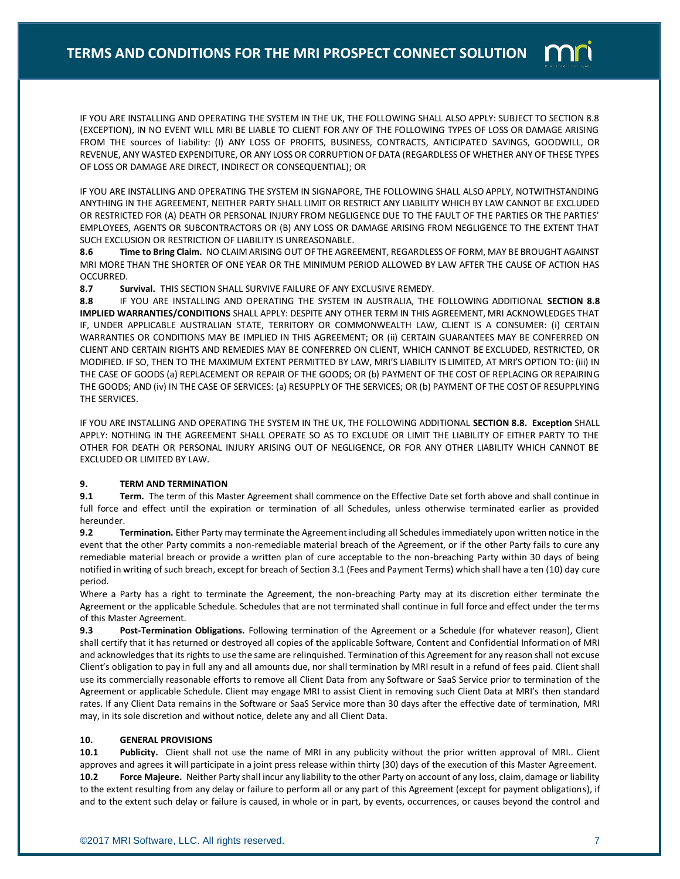IF YOU ARE INSTALLING AND OPERATING THE SYSTEM IN THE UK, THE FOLLOWING SHALL ALSO APPLY: SUBJECT TO SECTION 8.8 (EXCEPTION), IN NO EVENT WILL MRI BE LIABLE TO CLIENT FOR ANY OF THE FOLLOWING TYPES OF LOSS OR DAMAGE ARISING FROM THE sources of liability: (I) ANY LOSS OF PROFITS, BUSINESS, CONTRACTS, ANTICIPATED SAVINGS, GOODWILL, OR REVENUE, ANY WASTED EXPENDITURE, OR ANY LOSS OR CORRUPTION OF DATA (REGARDLESS OF WHETHER ANY OF THESE TYPES OF LOSS OR DAMAGE ARE DIRECT, INDIRECT OR CONSEQUENTIAL); OR

IF YOU ARE INSTALLING AND OPERATING THE SYSTEM IN SIGNAPORE, THE FOLLOWING SHALL ALSO APPLY, NOTWITHSTANDING ANYTHING IN THE AGREEMENT, NEITHER PARTY SHALL LIMIT OR RESTRICT ANY LIABILITY WHICH BY LAW CANNOT BE EXCLUDED OR RESTRICTED FOR (A) DEATH OR PERSONAL INJURY FROM NEGLIGENCE DUE TO THE FAULT OF THE PARTIES OR THE PARTIES' EMPLOYEES, AGENTS OR SUBCONTRACTORS OR (B) ANY LOSS OR DAMAGE ARISING FROM NEGLIGENCE TO THE EXTENT THAT SUCH EXCLUSION OR RESTRICTION OF LIABILITY IS UNREASONABLE.

**8.6 Time to Bring Claim.** NO CLAIM ARISING OUT OF THE AGREEMENT, REGARDLESS OF FORM, MAY BE BROUGHT AGAINST MRI MORE THAN THE SHORTER OF ONE YEAR OR THE MINIMUM PERIOD ALLOWED BY LAW AFTER THE CAUSE OF ACTION HAS OCCURRED.

**8.7 Survival.** THIS SECTION SHALL SURVIVE FAILURE OF ANY EXCLUSIVE REMEDY.

**8.8** IF YOU ARE INSTALLING AND OPERATING THE SYSTEM IN AUSTRALIA, THE FOLLOWING ADDITIONAL **SECTION 8.8 IMPLIED WARRANTIES/CONDITIONS** SHALL APPLY: DESPITE ANY OTHER TERM IN THIS AGREEMENT, MRI ACKNOWLEDGES THAT IF, UNDER APPLICABLE AUSTRALIAN STATE, TERRITORY OR COMMONWEALTH LAW, CLIENT IS A CONSUMER: (i) CERTAIN WARRANTIES OR CONDITIONS MAY BE IMPLIED IN THIS AGREEMENT; OR (ii) CERTAIN GUARANTEES MAY BE CONFERRED ON CLIENT AND CERTAIN RIGHTS AND REMEDIES MAY BE CONFERRED ON CLIENT, WHICH CANNOT BE EXCLUDED, RESTRICTED, OR MODIFIED. IF SO, THEN TO THE MAXIMUM EXTENT PERMITTED BY LAW, MRI'S LIABILITY IS LIMITED, AT MRI'S OPTION TO: (iii) IN THE CASE OF GOODS (a) REPLACEMENT OR REPAIR OF THE GOODS; OR (b) PAYMENT OF THE COST OF REPLACING OR REPAIRING THE GOODS; AND (iv) IN THE CASE OF SERVICES: (a) RESUPPLY OF THE SERVICES; OR (b) PAYMENT OF THE COST OF RESUPPLYING THE SERVICES.

IF YOU ARE INSTALLING AND OPERATING THE SYSTEM IN THE UK, THE FOLLOWING ADDITIONAL **SECTION 8.8. Exception** SHALL APPLY: NOTHING IN THE AGREEMENT SHALL OPERATE SO AS TO EXCLUDE OR LIMIT THE LIABILITY OF EITHER PARTY TO THE OTHER FOR DEATH OR PERSONAL INJURY ARISING OUT OF NEGLIGENCE, OR FOR ANY OTHER LIABILITY WHICH CANNOT BE EXCLUDED OR LIMITED BY LAW.

## 9. TERM AND TERMINATION

**9.1 Term.** The term of this Master Agreement shall commence on the Effective Date set forth above and shall continue in full force and effect until the expiration or termination of all Schedules, unless otherwise terminated earlier as provided hereunder.

**9.2 Termination.** Either Party may terminate the Agreement including all Schedules immediately upon written notice in the event that the other Party commits a non-remediable material breach of the Agreement, or if the other Party fails to cure any remediable material breach or provide a written plan of cure acceptable to the non-breaching Party within 30 days of being notified in writing of such breach, except for breach of Section 3.1 (Fees and Payment Terms) which shall have a ten (10) day cure period.

Where a Party has a right to terminate the Agreement, the non-breaching Party may at its discretion either terminate the Agreement or the applicable Schedule. Schedules that are not terminated shall continue in full force and effect under the terms of this Master Agreement.

**9.3 Post-Termination Obligations.** Following termination of the Agreement or a Schedule (for whatever reason), Client shall certify that it has returned or destroyed all copies of the applicable Software, Content and Confidential Information of MRI and acknowledges that its rights to use the same are relinquished. Termination of this Agreement for any reason shall not excuse Client's obligation to pay in full any and all amounts due, nor shall termination by MRI result in a refund of fees paid. Client shall use its commercially reasonable efforts to remove all Client Data from any Software or SaaS Service prior to termination of the Agreement or applicable Schedule. Client may engage MRI to assist Client in removing such Client Data at MRI's then standard rates. If any Client Data remains in the Software or SaaS Service more than 30 days after the effective date of termination, MRI may, in its sole discretion and without notice, delete any and all Client Data.

## 10. GENERAL PROVISIONS

**10.1 Publicity.** Client shall not use the name of MRI in any publicity without the prior written approval of MRI.. Client approves and agrees it will participate in a joint press release within thirty (30) days of the execution of this Master Agreement.

**10.2 Force Majeure.** Neither Party shall incur any liability to the other Party on account of any loss, claim, damage or liability to the extent resulting from any delay or failure to perform all or any part of this Agreement (except for payment obligations), if and to the extent such delay or failure is caused, in whole or in part, by events, occurrences, or causes beyond the control and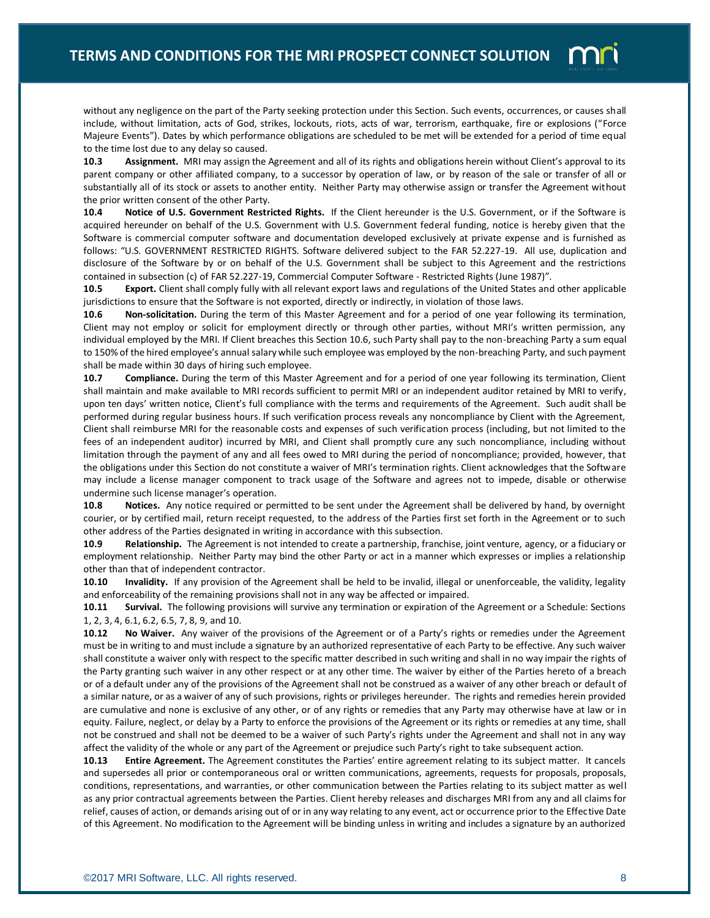without any negligence on the part of the Party seeking protection under this Section. Such events, occurrences, or causes shall include, without limitation, acts of God, strikes, lockouts, riots, acts of war, terrorism, earthquake, fire or explosions ("Force Majeure Events"). Dates by which performance obligations are scheduled to be met will be extended for a period of time equal to the time lost due to any delay so caused.

**10.3 Assignment.** MRI may assign the Agreement and all of its rights and obligations herein without Client's approval to its parent company or other affiliated company, to a successor by operation of law, or by reason of the sale or transfer of all or substantially all of its stock or assets to another entity. Neither Party may otherwise assign or transfer the Agreement without the prior written consent of the other Party.

**10.4 Notice of U.S. Government Restricted Rights.** If the Client hereunder is the U.S. Government, or if the Software is acquired hereunder on behalf of the U.S. Government with U.S. Government federal funding, notice is hereby given that the Software is commercial computer software and documentation developed exclusively at private expense and is furnished as follows: "U.S. GOVERNMENT RESTRICTED RIGHTS. Software delivered subject to the FAR 52.227-19. All use, duplication and disclosure of the Software by or on behalf of the U.S. Government shall be subject to this Agreement and the restrictions contained in subsection (c) of FAR 52.227-19, Commercial Computer Software - Restricted Rights (June 1987)".

**10.5 Export.** Client shall comply fully with all relevant export laws and regulations of the United States and other applicable jurisdictions to ensure that the Software is not exported, directly or indirectly, in violation of those laws.

**10.6 Non-solicitation.** During the term of this Master Agreement and for a period of one year following its termination, Client may not employ or solicit for employment directly or through other parties, without MRI's written permission, any individual employed by the MRI. If Client breaches this Section 10.6, such Party shall pay to the non-breaching Party a sum equal to 150% of the hired employee's annual salary while such employee was employed by the non-breaching Party, and such payment shall be made within 30 days of hiring such employee.

**10.7 Compliance.** During the term of this Master Agreement and for a period of one year following its termination, Client shall maintain and make available to MRI records sufficient to permit MRI or an independent auditor retained by MRI to verify, upon ten days' written notice, Client's full compliance with the terms and requirements of the Agreement. Such audit shall be performed during regular business hours. If such verification process reveals any noncompliance by Client with the Agreement, Client shall reimburse MRI for the reasonable costs and expenses of such verification process (including, but not limited to the fees of an independent auditor) incurred by MRI, and Client shall promptly cure any such noncompliance, including without limitation through the payment of any and all fees owed to MRI during the period of noncompliance; provided, however, that the obligations under this Section do not constitute a waiver of MRI's termination rights. Client acknowledges that the Software may include a license manager component to track usage of the Software and agrees not to impede, disable or otherwise undermine such license manager's operation.

**10.8 Notices.** Any notice required or permitted to be sent under the Agreement shall be delivered by hand, by overnight courier, or by certified mail, return receipt requested, to the address of the Parties first set forth in the Agreement or to such other address of the Parties designated in writing in accordance with this subsection.

**10.9 Relationship.** The Agreement is not intended to create a partnership, franchise, joint venture, agency, or a fiduciary or employment relationship. Neither Party may bind the other Party or act in a manner which expresses or implies a relationship other than that of independent contractor.

**10.10 Invalidity.** If any provision of the Agreement shall be held to be invalid, illegal or unenforceable, the validity, legality and enforceability of the remaining provisions shall not in any way be affected or impaired.

**10.11 Survival.** The following provisions will survive any termination or expiration of the Agreement or a Schedule: Sections 1, 2, 3, 4, 6.1, 6.2, 6.5, 7, 8, 9, and 10.

**10.12 No Waiver.** Any waiver of the provisions of the Agreement or of a Party's rights or remedies under the Agreement must be in writing to and must include a signature by an authorized representative of each Party to be effective. Any such waiver shall constitute a waiver only with respect to the specific matter described in such writing and shall in no way impair the rights of the Party granting such waiver in any other respect or at any other time. The waiver by either of the Parties hereto of a breach or of a default under any of the provisions of the Agreement shall not be construed as a waiver of any other breach or default of a similar nature, or as a waiver of any of such provisions, rights or privileges hereunder. The rights and remedies herein provided are cumulative and none is exclusive of any other, or of any rights or remedies that any Party may otherwise have at law or in equity. Failure, neglect, or delay by a Party to enforce the provisions of the Agreement or its rights or remedies at any time, shall not be construed and shall not be deemed to be a waiver of such Party's rights under the Agreement and shall not in any way affect the validity of the whole or any part of the Agreement or prejudice such Party's right to take subsequent action.

**10.13 Entire Agreement.** The Agreement constitutes the Parties' entire agreement relating to its subject matter. It cancels and supersedes all prior or contemporaneous oral or written communications, agreements, requests for proposals, proposals, conditions, representations, and warranties, or other communication between the Parties relating to its subject matter as well as any prior contractual agreements between the Parties. Client hereby releases and discharges MRI from any and all claims for relief, causes of action, or demands arising out of or in any way relating to any event, act or occurrence prior to the Effective Date of this Agreement. No modification to the Agreement will be binding unless in writing and includes a signature by an authorized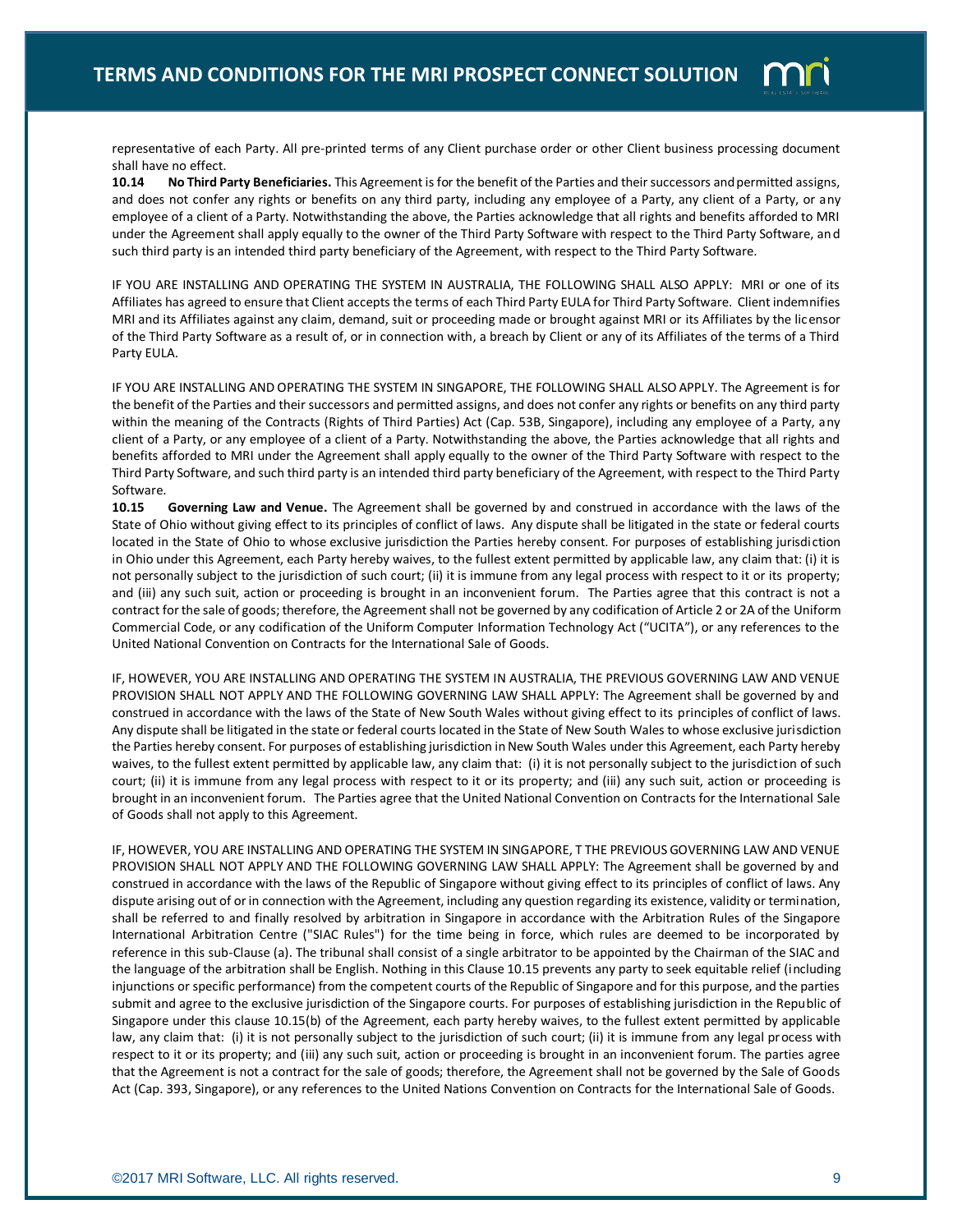representative of each Party. All pre-printed terms of any Client purchase order or other Client business processing document shall have no effect.

**10.14 No Third Party Beneficiaries.** This Agreement is for the benefit of the Parties and their successors and permitted assigns, and does not confer any rights or benefits on any third party, including any employee of a Party, any client of a Party, or any employee of a client of a Party. Notwithstanding the above, the Parties acknowledge that all rights and benefits afforded to MRI under the Agreement shall apply equally to the owner of the Third Party Software with respect to the Third Party Software, and such third party is an intended third party beneficiary of the Agreement, with respect to the Third Party Software.

IF YOU ARE INSTALLING AND OPERATING THE SYSTEM IN AUSTRALIA, THE FOLLOWING SHALL ALSO APPLY: MRI or one of its Affiliates has agreed to ensure that Client accepts the terms of each Third Party EULA for Third Party Software. Client indemnifies MRI and its Affiliates against any claim, demand, suit or proceeding made or brought against MRI or its Affiliates by the licensor of the Third Party Software as a result of, or in connection with, a breach by Client or any of its Affiliates of the terms of a Third Party EULA.

IF YOU ARE INSTALLING AND OPERATING THE SYSTEM IN SINGAPORE, THE FOLLOWING SHALL ALSO APPLY. The Agreement is for the benefit of the Parties and their successors and permitted assigns, and does not confer any rights or benefits on any third party within the meaning of the Contracts (Rights of Third Parties) Act (Cap. 53B, Singapore), including any employee of a Party, any client of a Party, or any employee of a client of a Party. Notwithstanding the above, the Parties acknowledge that all rights and benefits afforded to MRI under the Agreement shall apply equally to the owner of the Third Party Software with respect to the Third Party Software, and such third party is an intended third party beneficiary of the Agreement, with respect to the Third Party Software.

**10.15 Governing Law and Venue.** The Agreement shall be governed by and construed in accordance with the laws of the State of Ohio without giving effect to its principles of conflict of laws. Any dispute shall be litigated in the state or federal courts located in the State of Ohio to whose exclusive jurisdiction the Parties hereby consent. For purposes of establishing jurisdiction in Ohio under this Agreement, each Party hereby waives, to the fullest extent permitted by applicable law, any claim that: (i) it is not personally subject to the jurisdiction of such court; (ii) it is immune from any legal process with respect to it or its property; and (iii) any such suit, action or proceeding is brought in an inconvenient forum. The Parties agree that this contract is not a contract for the sale of goods; therefore, the Agreement shall not be governed by any codification of Article 2 or 2A of the Uniform Commercial Code, or any codification of the Uniform Computer Information Technology Act ("UCITA"), or any references to the United National Convention on Contracts for the International Sale of Goods.

IF, HOWEVER, YOU ARE INSTALLING AND OPERATING THE SYSTEM IN AUSTRALIA, THE PREVIOUS GOVERNING LAW AND VENUE PROVISION SHALL NOT APPLY AND THE FOLLOWING GOVERNING LAW SHALL APPLY: The Agreement shall be governed by and construed in accordance with the laws of the State of New South Wales without giving effect to its principles of conflict of laws. Any dispute shall be litigated in the state or federal courts located in the State of New South Wales to whose exclusive jurisdiction the Parties hereby consent. For purposes of establishing jurisdiction in New South Wales under this Agreement, each Party hereby waives, to the fullest extent permitted by applicable law, any claim that: (i) it is not personally subject to the jurisdiction of such court; (ii) it is immune from any legal process with respect to it or its property; and (iii) any such suit, action or proceeding is brought in an inconvenient forum. The Parties agree that the United National Convention on Contracts for the International Sale of Goods shall not apply to this Agreement.

IF, HOWEVER, YOU ARE INSTALLING AND OPERATING THE SYSTEM IN SINGAPORE, T THE PREVIOUS GOVERNING LAW AND VENUE PROVISION SHALL NOT APPLY AND THE FOLLOWING GOVERNING LAW SHALL APPLY: The Agreement shall be governed by and construed in accordance with the laws of the Republic of Singapore without giving effect to its principles of conflict of laws. Any dispute arising out of or in connection with the Agreement, including any question regarding its existence, validity or termination, shall be referred to and finally resolved by arbitration in Singapore in accordance with the Arbitration Rules of the Singapore International Arbitration Centre ("SIAC Rules") for the time being in force, which rules are deemed to be incorporated by reference in this sub-Clause (a). The tribunal shall consist of a single arbitrator to be appointed by the Chairman of the SIAC and the language of the arbitration shall be English. Nothing in this Clause 10.15 prevents any party to seek equitable relief (including injunctions or specific performance) from the competent courts of the Republic of Singapore and for this purpose, and the parties submit and agree to the exclusive jurisdiction of the Singapore courts. For purposes of establishing jurisdiction in the Republic of Singapore under this clause 10.15(b) of the Agreement, each party hereby waives, to the fullest extent permitted by applicable law, any claim that: (i) it is not personally subject to the jurisdiction of such court; (ii) it is immune from any legal process with respect to it or its property; and (iii) any such suit, action or proceeding is brought in an inconvenient forum. The parties agree that the Agreement is not a contract for the sale of goods; therefore, the Agreement shall not be governed by the Sale of Goods Act (Cap. 393, Singapore), or any references to the United Nations Convention on Contracts for the International Sale of Goods.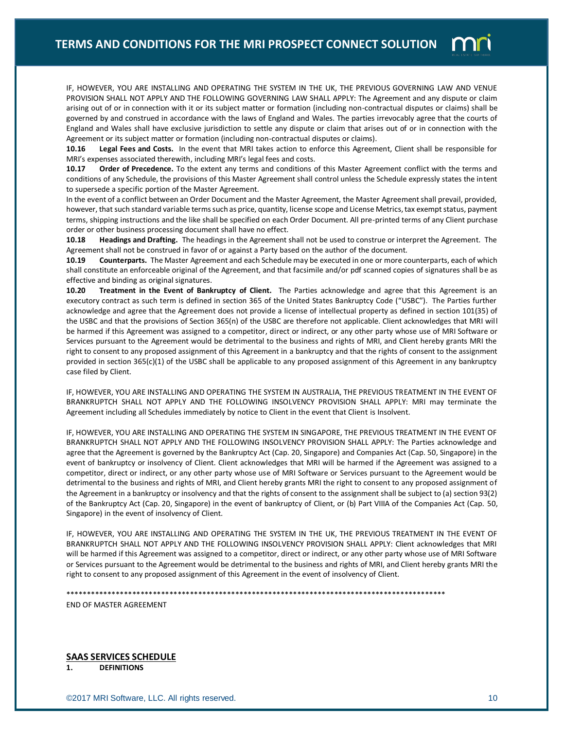IF, HOWEVER, YOU ARE INSTALLING AND OPERATING THE SYSTEM IN THE UK, THE PREVIOUS GOVERNING LAW AND VENUE PROVISION SHALL NOT APPLY AND THE FOLLOWING GOVERNING LAW SHALL APPLY: The Agreement and any dispute or claim arising out of or in connection with it or its subject matter or formation (including non-contractual disputes or claims) shall be governed by and construed in accordance with the laws of England and Wales. The parties irrevocably agree that the courts of England and Wales shall have exclusive jurisdiction to settle any dispute or claim that arises out of or in connection with the Agreement or its subject matter or formation (including non-contractual disputes or claims).

**10.16 Legal Fees and Costs.** In the event that MRI takes action to enforce this Agreement, Client shall be responsible for MRI's expenses associated therewith, including MRI's legal fees and costs.

**10.17 Order of Precedence.** To the extent any terms and conditions of this Master Agreement conflict with the terms and conditions of any Schedule, the provisions of this Master Agreement shall control unless the Schedule expressly states the intent to supersede a specific portion of the Master Agreement.

In the event of a conflict between an Order Document and the Master Agreement, the Master Agreement shall prevail, provided, however, that such standard variable terms such as price, quantity, license scope and License Metrics, tax exempt status, payment terms, shipping instructions and the like shall be specified on each Order Document. All pre-printed terms of any Client purchase order or other business processing document shall have no effect.

**10.18 Headings and Drafting.** The headings in the Agreement shall not be used to construe or interpret the Agreement. The Agreement shall not be construed in favor of or against a Party based on the author of the document.

**10.19 Counterparts.** The Master Agreement and each Schedule may be executed in one or more counterparts, each of which shall constitute an enforceable original of the Agreement, and that facsimile and/or pdf scanned copies of signatures shall be as effective and binding as original signatures.

**10.20 Treatment in the Event of Bankruptcy of Client.** The Parties acknowledge and agree that this Agreement is an executory contract as such term is defined in section 365 of the United States Bankruptcy Code ("USBC"). The Parties further acknowledge and agree that the Agreement does not provide a license of intellectual property as defined in section 101(35) of the USBC and that the provisions of Section 365(n) of the USBC are therefore not applicable. Client acknowledges that MRI will be harmed if this Agreement was assigned to a competitor, direct or indirect, or any other party whose use of MRI Software or Services pursuant to the Agreement would be detrimental to the business and rights of MRI, and Client hereby grants MRI the right to consent to any proposed assignment of this Agreement in a bankruptcy and that the rights of consent to the assignment provided in section 365(c)(1) of the USBC shall be applicable to any proposed assignment of this Agreement in any bankruptcy case filed by Client.

IF, HOWEVER, YOU ARE INSTALLING AND OPERATING THE SYSTEM IN AUSTRALIA, THE PREVIOUS TREATMENT IN THE EVENT OF BRANKRUPTCH SHALL NOT APPLY AND THE FOLLOWING INSOLVENCY PROVISION SHALL APPLY: MRI may terminate the Agreement including all Schedules immediately by notice to Client in the event that Client is Insolvent.

IF, HOWEVER, YOU ARE INSTALLING AND OPERATING THE SYSTEM IN SINGAPORE, THE PREVIOUS TREATMENT IN THE EVENT OF BRANKRUPTCH SHALL NOT APPLY AND THE FOLLOWING INSOLVENCY PROVISION SHALL APPLY: The Parties acknowledge and agree that the Agreement is governed by the Bankruptcy Act (Cap. 20, Singapore) and Companies Act (Cap. 50, Singapore) in the event of bankruptcy or insolvency of Client. Client acknowledges that MRI will be harmed if the Agreement was assigned to a competitor, direct or indirect, or any other party whose use of MRI Software or Services pursuant to the Agreement would be detrimental to the business and rights of MRI, and Client hereby grants MRI the right to consent to any proposed assignment of the Agreement in a bankruptcy or insolvency and that the rights of consent to the assignment shall be subject to (a) section 93(2) of the Bankruptcy Act (Cap. 20, Singapore) in the event of bankruptcy of Client, or (b) Part VIIIA of the Companies Act (Cap. 50, Singapore) in the event of insolvency of Client.

IF, HOWEVER, YOU ARE INSTALLING AND OPERATING THE SYSTEM IN THE UK, THE PREVIOUS TREATMENT IN THE EVENT OF BRANKRUPTCH SHALL NOT APPLY AND THE FOLLOWING INSOLVENCY PROVISION SHALL APPLY: Client acknowledges that MRI will be harmed if this Agreement was assigned to a competitor, direct or indirect, or any other party whose use of MRI Software or Services pursuant to the Agreement would be detrimental to the business and rights of MRI, and Client hereby grants MRI the right to consent to any proposed assignment of this Agreement in the event of insolvency of Client.

***********************************************************************************************

END OF MASTER AGREEMENT

## SAAS SERVICES SCHEDULE

**1. DEFINITIONS**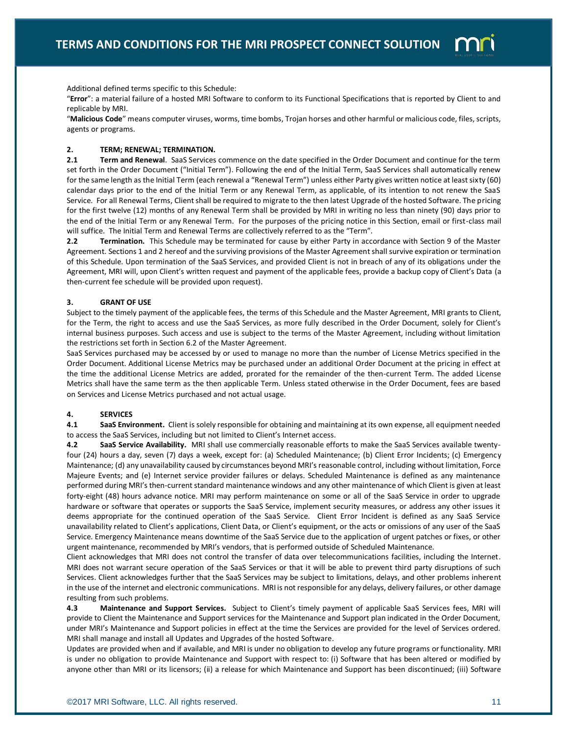Additional defined terms specific to this Schedule:

"**Error**": a material failure of a hosted MRI Software to conform to its Functional Specifications that is reported by Client to and replicable by MRI.

"**Malicious Code**" means computer viruses, worms, time bombs, Trojan horses and other harmful or malicious code, files, scripts, agents or programs.

## 2. TERM; RENEWAL; TERMINATION.

**2.1 Term and Renewal**. SaaS Services commence on the date specified in the Order Document and continue for the term set forth in the Order Document ("Initial Term"). Following the end of the Initial Term, SaaS Services shall automatically renew for the same length as the Initial Term (each renewal a "Renewal Term") unless either Party gives written notice at least sixty (60) calendar days prior to the end of the Initial Term or any Renewal Term, as applicable, of its intention to not renew the SaaS Service. For all Renewal Terms, Client shall be required to migrate to the then latest Upgrade of the hosted Software. The pricing for the first twelve (12) months of any Renewal Term shall be provided by MRI in writing no less than ninety (90) days prior to the end of the Initial Term or any Renewal Term. For the purposes of the pricing notice in this Section, email or first-class mail will suffice. The Initial Term and Renewal Terms are collectively referred to as the "Term".

**2.2 Termination.** This Schedule may be terminated for cause by either Party in accordance with Section 9 of the Master Agreement. Sections 1 and 2 hereof and the surviving provisions of the Master Agreement shall survive expiration or termination of this Schedule. Upon termination of the SaaS Services, and provided Client is not in breach of any of its obligations under the Agreement, MRI will, upon Client's written request and payment of the applicable fees, provide a backup copy of Client's Data (a then-current fee schedule will be provided upon request).

## 3. GRANT OF USE

Subject to the timely payment of the applicable fees, the terms of this Schedule and the Master Agreement, MRI grants to Client, for the Term, the right to access and use the SaaS Services, as more fully described in the Order Document, solely for Client's internal business purposes. Such access and use is subject to the terms of the Master Agreement, including without limitation the restrictions set forth in Section 6.2 of the Master Agreement.

SaaS Services purchased may be accessed by or used to manage no more than the number of License Metrics specified in the Order Document. Additional License Metrics may be purchased under an additional Order Document at the pricing in effect at the time the additional License Metrics are added, prorated for the remainder of the then-current Term. The added License Metrics shall have the same term as the then applicable Term. Unless stated otherwise in the Order Document, fees are based on Services and License Metrics purchased and not actual usage.

## 4. SERVICES

**4.1 SaaS Environment.** Client is solely responsible for obtaining and maintaining at its own expense, all equipment needed to access the SaaS Services, including but not limited to Client's Internet access.

**4.2 SaaS Service Availability.** MRI shall use commercially reasonable efforts to make the SaaS Services available twenty-four (24) hours a day, seven (7) days a week, except for: (a) Scheduled Maintenance; (b) Client Error Incidents; (c) Emergency Maintenance; (d) any unavailability caused by circumstances beyond MRI's reasonable control, including without limitation, Force Majeure Events; and (e) Internet service provider failures or delays. Scheduled Maintenance is defined as any maintenance performed during MRI's then-current standard maintenance windows and any other maintenance of which Client is given at least forty-eight (48) hours advance notice. MRI may perform maintenance on some or all of the SaaS Service in order to upgrade hardware or software that operates or supports the SaaS Service, implement security measures, or address any other issues it deems appropriate for the continued operation of the SaaS Service. Client Error Incident is defined as any SaaS Service unavailability related to Client's applications, Client Data, or Client's equipment, or the acts or omissions of any user of the SaaS Service. Emergency Maintenance means downtime of the SaaS Service due to the application of urgent patches or fixes, or other urgent maintenance, recommended by MRI's vendors, that is performed outside of Scheduled Maintenance.

Client acknowledges that MRI does not control the transfer of data over telecommunications facilities, including the Internet. MRI does not warrant secure operation of the SaaS Services or that it will be able to prevent third party disruptions of such Services. Client acknowledges further that the SaaS Services may be subject to limitations, delays, and other problems inherent in the use of the internet and electronic communications. MRI is not responsible for any delays, delivery failures, or other damage resulting from such problems.

**4.3 Maintenance and Support Services.** Subject to Client's timely payment of applicable SaaS Services fees, MRI will provide to Client the Maintenance and Support services for the Maintenance and Support plan indicated in the Order Document, under MRI's Maintenance and Support policies in effect at the time the Services are provided for the level of Services ordered. MRI shall manage and install all Updates and Upgrades of the hosted Software.

Updates are provided when and if available, and MRI is under no obligation to develop any future programs or functionality. MRI is under no obligation to provide Maintenance and Support with respect to: (i) Software that has been altered or modified by anyone other than MRI or its licensors; (ii) a release for which Maintenance and Support has been discontinued; (iii) Software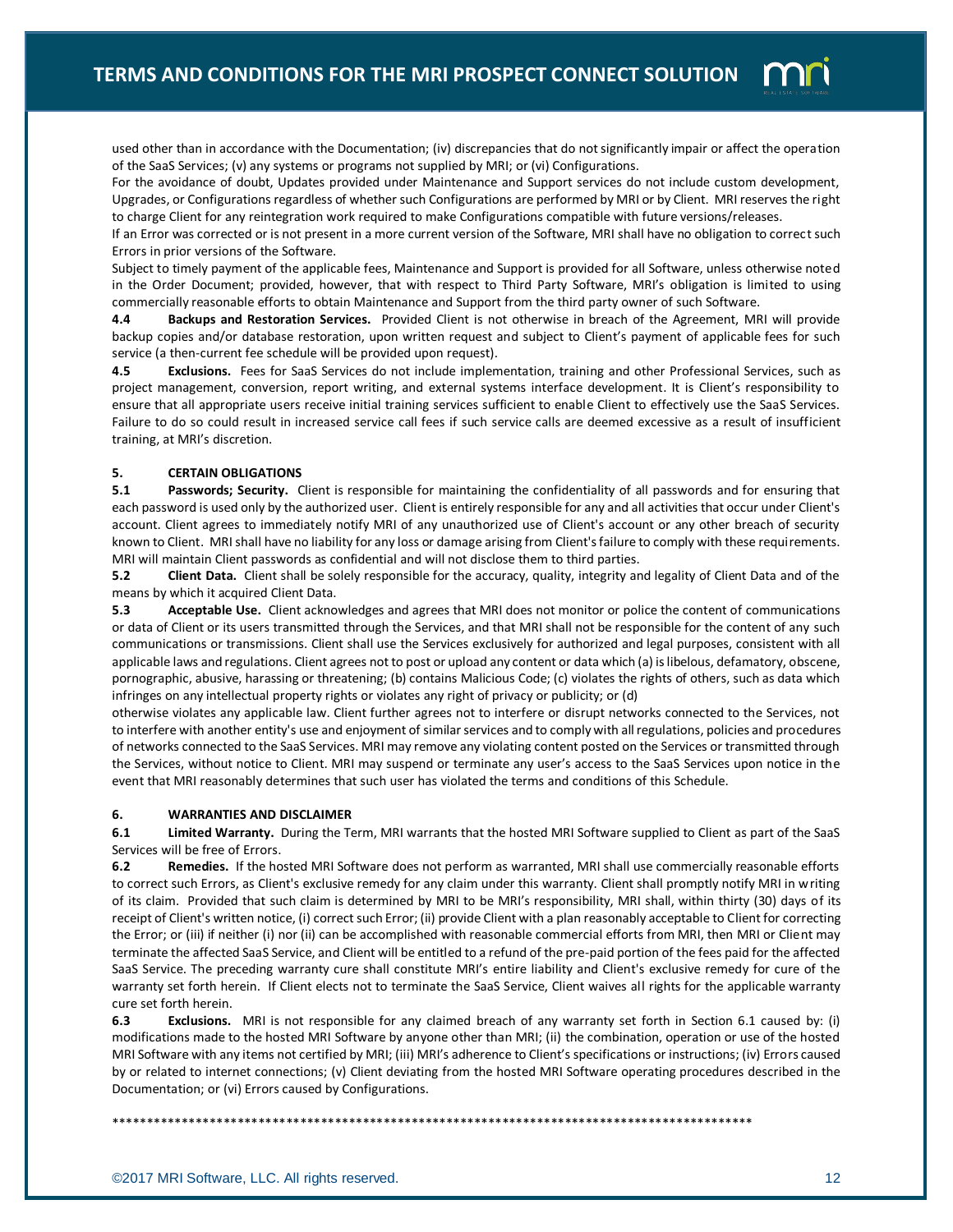used other than in accordance with the Documentation; (iv) discrepancies that do not significantly impair or affect the operation of the SaaS Services; (v) any systems or programs not supplied by MRI; or (vi) Configurations.

For the avoidance of doubt, Updates provided under Maintenance and Support services do not include custom development, Upgrades, or Configurations regardless of whether such Configurations are performed by MRI or by Client. MRI reserves the right to charge Client for any reintegration work required to make Configurations compatible with future versions/releases.

If an Error was corrected or is not present in a more current version of the Software, MRI shall have no obligation to correct such Errors in prior versions of the Software.

Subject to timely payment of the applicable fees, Maintenance and Support is provided for all Software, unless otherwise noted in the Order Document; provided, however, that with respect to Third Party Software, MRI's obligation is limited to using commercially reasonable efforts to obtain Maintenance and Support from the third party owner of such Software.

**4.4 Backups and Restoration Services.** Provided Client is not otherwise in breach of the Agreement, MRI will provide backup copies and/or database restoration, upon written request and subject to Client's payment of applicable fees for such service (a then-current fee schedule will be provided upon request).

**4.5 Exclusions.** Fees for SaaS Services do not include implementation, training and other Professional Services, such as project management, conversion, report writing, and external systems interface development. It is Client's responsibility to ensure that all appropriate users receive initial training services sufficient to enable Client to effectively use the SaaS Services. Failure to do so could result in increased service call fees if such service calls are deemed excessive as a result of insufficient training, at MRI's discretion.

## 5. CERTAIN OBLIGATIONS

**5.1 Passwords; Security.** Client is responsible for maintaining the confidentiality of all passwords and for ensuring that each password is used only by the authorized user. Client is entirely responsible for any and all activities that occur under Client's account. Client agrees to immediately notify MRI of any unauthorized use of Client's account or any other breach of security known to Client. MRI shall have no liability for any loss or damage arising from Client's failure to comply with these requirements. MRI will maintain Client passwords as confidential and will not disclose them to third parties.

**5.2 Client Data.** Client shall be solely responsible for the accuracy, quality, integrity and legality of Client Data and of the means by which it acquired Client Data.

**5.3 Acceptable Use.** Client acknowledges and agrees that MRI does not monitor or police the content of communications or data of Client or its users transmitted through the Services, and that MRI shall not be responsible for the content of any such communications or transmissions. Client shall use the Services exclusively for authorized and legal purposes, consistent with all applicable laws and regulations. Client agrees not to post or upload any content or data which (a) is libelous, defamatory, obscene, pornographic, abusive, harassing or threatening; (b) contains Malicious Code; (c) violates the rights of others, such as data which infringes on any intellectual property rights or violates any right of privacy or publicity; or (d) otherwise violates any applicable law. Client further agrees not to interfere or disrupt networks connected to the Services, not to interfere with another entity's use and enjoyment of similar services and to comply with all regulations, policies and procedures of networks connected to the SaaS Services. MRI may remove any violating content posted on the Services or transmitted through the Services, without notice to Client. MRI may suspend or terminate any user's access to the SaaS Services upon notice in the event that MRI reasonably determines that such user has violated the terms and conditions of this Schedule.

## 6. WARRANTIES AND DISCLAIMER

**6.1 Limited Warranty.** During the Term, MRI warrants that the hosted MRI Software supplied to Client as part of the SaaS Services will be free of Errors.

**6.2 Remedies.** If the hosted MRI Software does not perform as warranted, MRI shall use commercially reasonable efforts to correct such Errors, as Client's exclusive remedy for any claim under this warranty. Client shall promptly notify MRI in writing of its claim. Provided that such claim is determined by MRI to be MRI's responsibility, MRI shall, within thirty (30) days of its receipt of Client's written notice, (i) correct such Error; (ii) provide Client with a plan reasonably acceptable to Client for correcting the Error; or (iii) if neither (i) nor (ii) can be accomplished with reasonable commercial efforts from MRI, then MRI or Client may terminate the affected SaaS Service, and Client will be entitled to a refund of the pre-paid portion of the fees paid for the affected SaaS Service. The preceding warranty cure shall constitute MRI's entire liability and Client's exclusive remedy for cure of the warranty set forth herein. If Client elects not to terminate the SaaS Service, Client waives all rights for the applicable warranty cure set forth herein.

**6.3 Exclusions.** MRI is not responsible for any claimed breach of any warranty set forth in Section 6.1 caused by: (i) modifications made to the hosted MRI Software by anyone other than MRI; (ii) the combination, operation or use of the hosted MRI Software with any items not certified by MRI; (iii) MRI's adherence to Client's specifications or instructions; (iv) Errors caused by or related to internet connections; (v) Client deviating from the hosted MRI Software operating procedures described in the Documentation; or (vi) Errors caused by Configurations.

*********************************************************************************************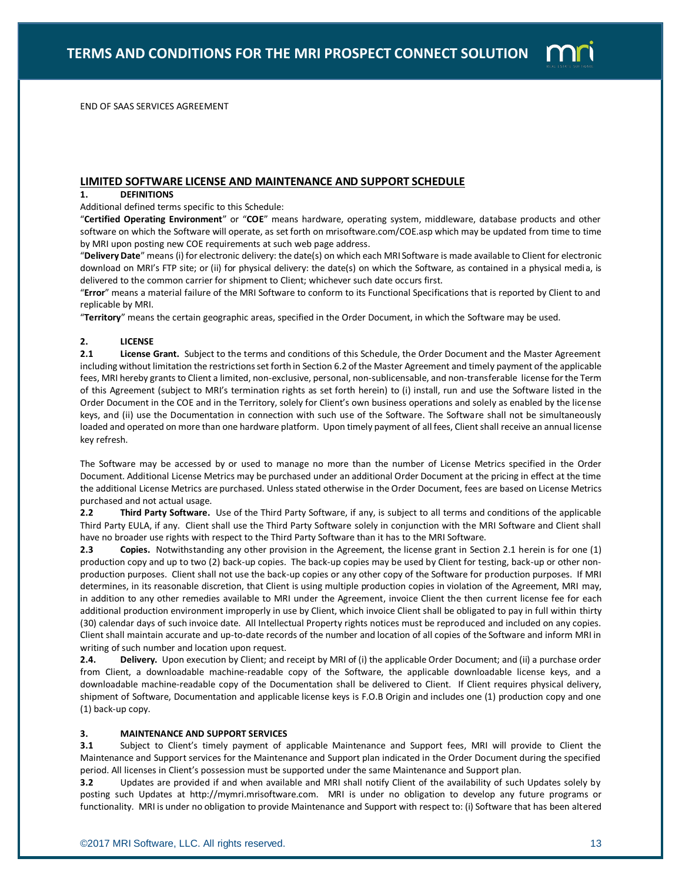END OF SAAS SERVICES AGREEMENT

## LIMITED SOFTWARE LICENSE AND MAINTENANCE AND SUPPORT SCHEDULE

**1. DEFINITIONS**

Additional defined terms specific to this Schedule:

"**Certified Operating Environment**" or "**COE**" means hardware, operating system, middleware, database products and other software on which the Software will operate, as set forth on mrisoftware.com/COE.asp which may be updated from time to time by MRI upon posting new COE requirements at such web page address.

"**Delivery Date**" means (i) for electronic delivery: the date(s) on which each MRI Software is made available to Client for electronic download on MRI's FTP site; or (ii) for physical delivery: the date(s) on which the Software, as contained in a physical media, is delivered to the common carrier for shipment to Client; whichever such date occurs first.

"**Error**" means a material failure of the MRI Software to conform to its Functional Specifications that is reported by Client to and replicable by MRI.

"**Territory**" means the certain geographic areas, specified in the Order Document, in which the Software may be used.

**2. LICENSE**

**2.1 License Grant.** Subject to the terms and conditions of this Schedule, the Order Document and the Master Agreement including without limitation the restrictions set forth in Section 6.2 of the Master Agreement and timely payment of the applicable fees, MRI hereby grants to Client a limited, non-exclusive, personal, non-sublicensable, and non-transferable license for the Term of this Agreement (subject to MRI's termination rights as set forth herein) to (i) install, run and use the Software listed in the Order Document in the COE and in the Territory, solely for Client's own business operations and solely as enabled by the license keys, and (ii) use the Documentation in connection with such use of the Software. The Software shall not be simultaneously loaded and operated on more than one hardware platform. Upon timely payment of all fees, Client shall receive an annual license key refresh.

The Software may be accessed by or used to manage no more than the number of License Metrics specified in the Order Document. Additional License Metrics may be purchased under an additional Order Document at the pricing in effect at the time the additional License Metrics are purchased. Unless stated otherwise in the Order Document, fees are based on License Metrics purchased and not actual usage.

**2.2 Third Party Software.** Use of the Third Party Software, if any, is subject to all terms and conditions of the applicable Third Party EULA, if any. Client shall use the Third Party Software solely in conjunction with the MRI Software and Client shall have no broader use rights with respect to the Third Party Software than it has to the MRI Software.

**2.3 Copies.** Notwithstanding any other provision in the Agreement, the license grant in Section 2.1 herein is for one (1) production copy and up to two (2) back-up copies. The back-up copies may be used by Client for testing, back-up or other non-production purposes. Client shall not use the back-up copies or any other copy of the Software for production purposes. If MRI determines, in its reasonable discretion, that Client is using multiple production copies in violation of the Agreement, MRI may, in addition to any other remedies available to MRI under the Agreement, invoice Client the then current license fee for each additional production environment improperly in use by Client, which invoice Client shall be obligated to pay in full within thirty (30) calendar days of such invoice date. All Intellectual Property rights notices must be reproduced and included on any copies. Client shall maintain accurate and up-to-date records of the number and location of all copies of the Software and inform MRI in writing of such number and location upon request.

**2.4. Delivery.** Upon execution by Client; and receipt by MRI of (i) the applicable Order Document; and (ii) a purchase order from Client, a downloadable machine-readable copy of the Software, the applicable downloadable license keys, and a downloadable machine-readable copy of the Documentation shall be delivered to Client. If Client requires physical delivery, shipment of Software, Documentation and applicable license keys is F.O.B Origin and includes one (1) production copy and one (1) back-up copy.

**3. MAINTENANCE AND SUPPORT SERVICES**

**3.1** Subject to Client's timely payment of applicable Maintenance and Support fees, MRI will provide to Client the Maintenance and Support services for the Maintenance and Support plan indicated in the Order Document during the specified period. All licenses in Client's possession must be supported under the same Maintenance and Support plan.

**3.2** Updates are provided if and when available and MRI shall notify Client of the availability of such Updates solely by posting such Updates at http://mymri.mrisoftware.com. MRI is under no obligation to develop any future programs or functionality. MRI is under no obligation to provide Maintenance and Support with respect to: (i) Software that has been altered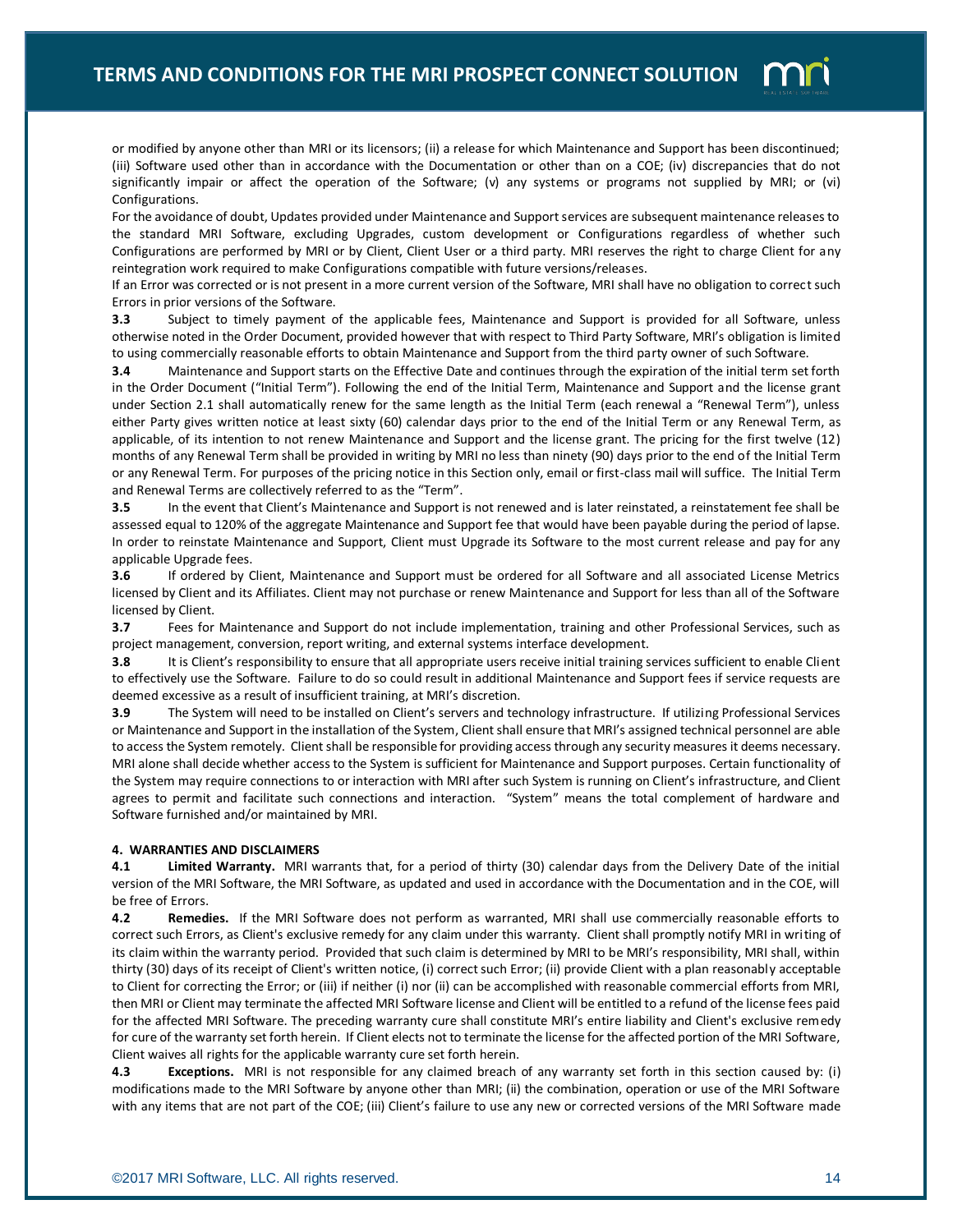or modified by anyone other than MRI or its licensors; (ii) a release for which Maintenance and Support has been discontinued; (iii) Software used other than in accordance with the Documentation or other than on a COE; (iv) discrepancies that do not significantly impair or affect the operation of the Software; (v) any systems or programs not supplied by MRI; or (vi) Configurations.

For the avoidance of doubt, Updates provided under Maintenance and Support services are subsequent maintenance releases to the standard MRI Software, excluding Upgrades, custom development or Configurations regardless of whether such Configurations are performed by MRI or by Client, Client User or a third party. MRI reserves the right to charge Client for any reintegration work required to make Configurations compatible with future versions/releases.

If an Error was corrected or is not present in a more current version of the Software, MRI shall have no obligation to correct such Errors in prior versions of the Software.

**3.3** Subject to timely payment of the applicable fees, Maintenance and Support is provided for all Software, unless otherwise noted in the Order Document, provided however that with respect to Third Party Software, MRI's obligation is limited to using commercially reasonable efforts to obtain Maintenance and Support from the third party owner of such Software.

**3.4** Maintenance and Support starts on the Effective Date and continues through the expiration of the initial term set forth in the Order Document ("Initial Term"). Following the end of the Initial Term, Maintenance and Support and the license grant under Section 2.1 shall automatically renew for the same length as the Initial Term (each renewal a "Renewal Term"), unless either Party gives written notice at least sixty (60) calendar days prior to the end of the Initial Term or any Renewal Term, as applicable, of its intention to not renew Maintenance and Support and the license grant. The pricing for the first twelve (12) months of any Renewal Term shall be provided in writing by MRI no less than ninety (90) days prior to the end of the Initial Term or any Renewal Term. For purposes of the pricing notice in this Section only, email or first-class mail will suffice. The Initial Term and Renewal Terms are collectively referred to as the "Term".

**3.5** In the event that Client's Maintenance and Support is not renewed and is later reinstated, a reinstatement fee shall be assessed equal to 120% of the aggregate Maintenance and Support fee that would have been payable during the period of lapse. In order to reinstate Maintenance and Support, Client must Upgrade its Software to the most current release and pay for any applicable Upgrade fees.

**3.6** If ordered by Client, Maintenance and Support must be ordered for all Software and all associated License Metrics licensed by Client and its Affiliates. Client may not purchase or renew Maintenance and Support for less than all of the Software licensed by Client.

**3.7** Fees for Maintenance and Support do not include implementation, training and other Professional Services, such as project management, conversion, report writing, and external systems interface development.

**3.8** It is Client's responsibility to ensure that all appropriate users receive initial training services sufficient to enable Client to effectively use the Software. Failure to do so could result in additional Maintenance and Support fees if service requests are deemed excessive as a result of insufficient training, at MRI's discretion.

**3.9** The System will need to be installed on Client's servers and technology infrastructure. If utilizing Professional Services or Maintenance and Support in the installation of the System, Client shall ensure that MRI's assigned technical personnel are able to access the System remotely. Client shall be responsible for providing access through any security measures it deems necessary. MRI alone shall decide whether access to the System is sufficient for Maintenance and Support purposes. Certain functionality of the System may require connections to or interaction with MRI after such System is running on Client's infrastructure, and Client agrees to permit and facilitate such connections and interaction. "System" means the total complement of hardware and Software furnished and/or maintained by MRI.

**4. WARRANTIES AND DISCLAIMERS**

**4.1** **Limited Warranty.** MRI warrants that, for a period of thirty (30) calendar days from the Delivery Date of the initial version of the MRI Software, the MRI Software, as updated and used in accordance with the Documentation and in the COE, will be free of Errors.

**4.2** **Remedies.** If the MRI Software does not perform as warranted, MRI shall use commercially reasonable efforts to correct such Errors, as Client's exclusive remedy for any claim under this warranty. Client shall promptly notify MRI in writing of its claim within the warranty period. Provided that such claim is determined by MRI to be MRI's responsibility, MRI shall, within thirty (30) days of its receipt of Client's written notice, (i) correct such Error; (ii) provide Client with a plan reasonably acceptable to Client for correcting the Error; or (iii) if neither (i) nor (ii) can be accomplished with reasonable commercial efforts from MRI, then MRI or Client may terminate the affected MRI Software license and Client will be entitled to a refund of the license fees paid for the affected MRI Software. The preceding warranty cure shall constitute MRI's entire liability and Client's exclusive remedy for cure of the warranty set forth herein. If Client elects not to terminate the license for the affected portion of the MRI Software, Client waives all rights for the applicable warranty cure set forth herein.

**4.3** **Exceptions.** MRI is not responsible for any claimed breach of any warranty set forth in this section caused by: (i) modifications made to the MRI Software by anyone other than MRI; (ii) the combination, operation or use of the MRI Software with any items that are not part of the COE; (iii) Client's failure to use any new or corrected versions of the MRI Software made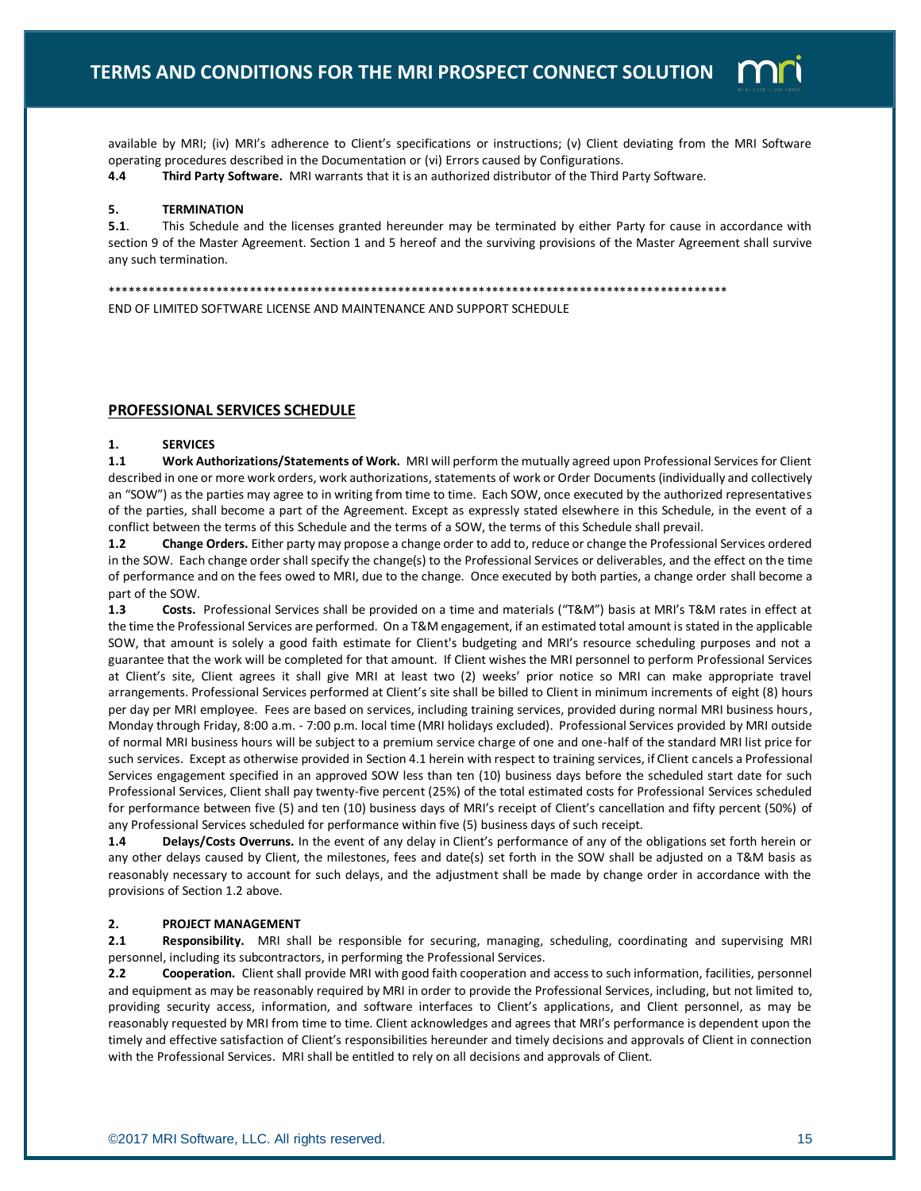available by MRI; (iv) MRI's adherence to Client's specifications or instructions; (v) Client deviating from the MRI Software operating procedures described in the Documentation or (vi) Errors caused by Configurations.

**4.4 Third Party Software.** MRI warrants that it is an authorized distributor of the Third Party Software.

**5. TERMINATION**

**5.1**. This Schedule and the licenses granted hereunder may be terminated by either Party for cause in accordance with section 9 of the Master Agreement. Section 1 and 5 hereof and the surviving provisions of the Master Agreement shall survive any such termination.

*******************************************************************************************

END OF LIMITED SOFTWARE LICENSE AND MAINTENANCE AND SUPPORT SCHEDULE

## PROFESSIONAL SERVICES SCHEDULE

**1. SERVICES**

**1.1 Work Authorizations/Statements of Work.** MRI will perform the mutually agreed upon Professional Services for Client described in one or more work orders, work authorizations, statements of work or Order Documents (individually and collectively an "SOW") as the parties may agree to in writing from time to time. Each SOW, once executed by the authorized representatives of the parties, shall become a part of the Agreement. Except as expressly stated elsewhere in this Schedule, in the event of a conflict between the terms of this Schedule and the terms of a SOW, the terms of this Schedule shall prevail.

**1.2 Change Orders.** Either party may propose a change order to add to, reduce or change the Professional Services ordered in the SOW. Each change order shall specify the change(s) to the Professional Services or deliverables, and the effect on the time of performance and on the fees owed to MRI, due to the change. Once executed by both parties, a change order shall become a part of the SOW.

**1.3 Costs.** Professional Services shall be provided on a time and materials ("T&M") basis at MRI's T&M rates in effect at the time the Professional Services are performed. On a T&M engagement, if an estimated total amount is stated in the applicable SOW, that amount is solely a good faith estimate for Client's budgeting and MRI's resource scheduling purposes and not a guarantee that the work will be completed for that amount. If Client wishes the MRI personnel to perform Professional Services at Client's site, Client agrees it shall give MRI at least two (2) weeks' prior notice so MRI can make appropriate travel arrangements. Professional Services performed at Client's site shall be billed to Client in minimum increments of eight (8) hours per day per MRI employee. Fees are based on services, including training services, provided during normal MRI business hours, Monday through Friday, 8:00 a.m. - 7:00 p.m. local time (MRI holidays excluded). Professional Services provided by MRI outside of normal MRI business hours will be subject to a premium service charge of one and one-half of the standard MRI list price for such services. Except as otherwise provided in Section 4.1 herein with respect to training services, if Client cancels a Professional Services engagement specified in an approved SOW less than ten (10) business days before the scheduled start date for such Professional Services, Client shall pay twenty-five percent (25%) of the total estimated costs for Professional Services scheduled for performance between five (5) and ten (10) business days of MRI's receipt of Client's cancellation and fifty percent (50%) of any Professional Services scheduled for performance within five (5) business days of such receipt.

**1.4 Delays/Costs Overruns.** In the event of any delay in Client's performance of any of the obligations set forth herein or any other delays caused by Client, the milestones, fees and date(s) set forth in the SOW shall be adjusted on a T&M basis as reasonably necessary to account for such delays, and the adjustment shall be made by change order in accordance with the provisions of Section 1.2 above.

**2. PROJECT MANAGEMENT**

**2.1 Responsibility.** MRI shall be responsible for securing, managing, scheduling, coordinating and supervising MRI personnel, including its subcontractors, in performing the Professional Services.

**2.2 Cooperation.** Client shall provide MRI with good faith cooperation and access to such information, facilities, personnel and equipment as may be reasonably required by MRI in order to provide the Professional Services, including, but not limited to, providing security access, information, and software interfaces to Client's applications, and Client personnel, as may be reasonably requested by MRI from time to time. Client acknowledges and agrees that MRI's performance is dependent upon the timely and effective satisfaction of Client's responsibilities hereunder and timely decisions and approvals of Client in connection with the Professional Services. MRI shall be entitled to rely on all decisions and approvals of Client.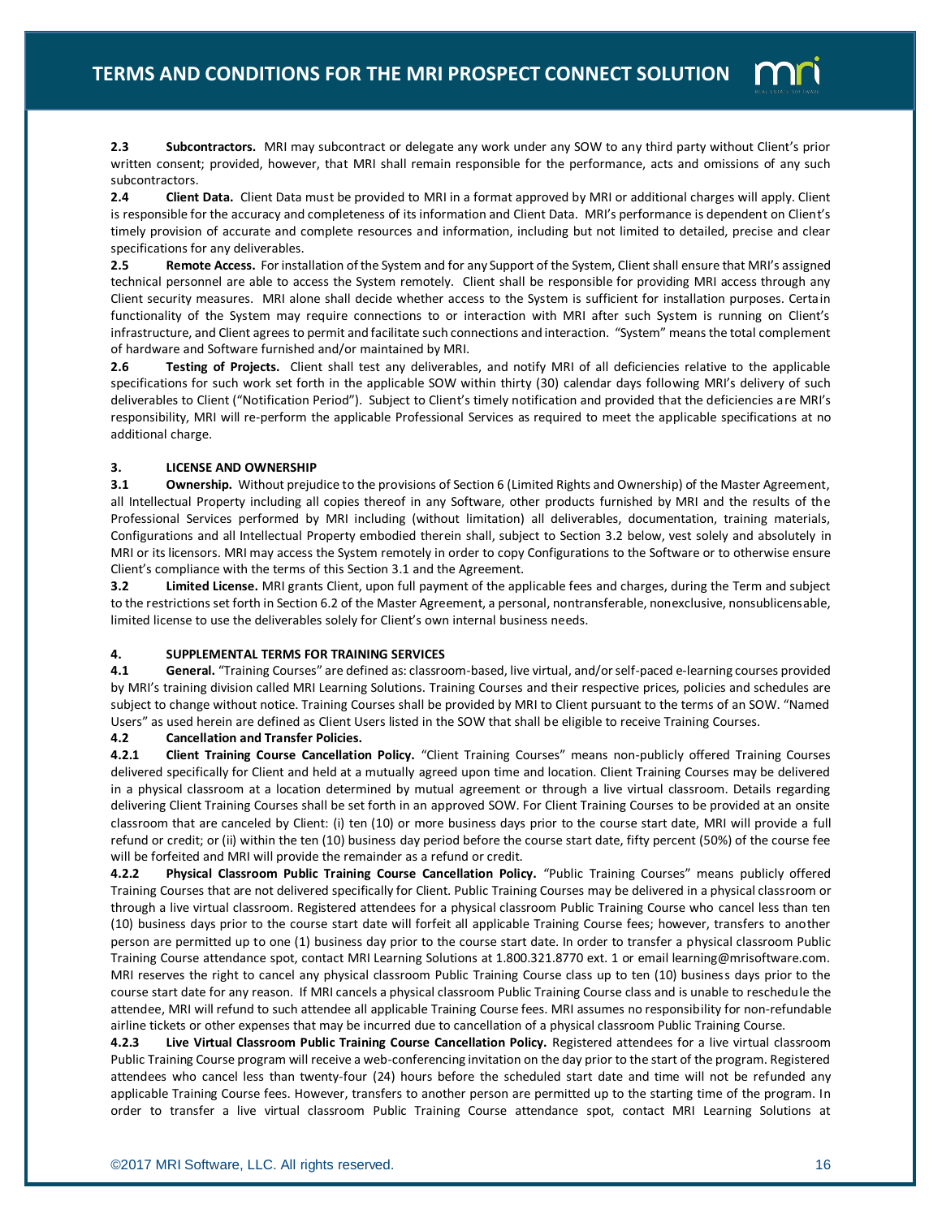**2.3 Subcontractors.** MRI may subcontract or delegate any work under any SOW to any third party without Client's prior written consent; provided, however, that MRI shall remain responsible for the performance, acts and omissions of any such subcontractors.

**2.4 Client Data.** Client Data must be provided to MRI in a format approved by MRI or additional charges will apply. Client is responsible for the accuracy and completeness of its information and Client Data. MRI's performance is dependent on Client's timely provision of accurate and complete resources and information, including but not limited to detailed, precise and clear specifications for any deliverables.

**2.5 Remote Access.** For installation of the System and for any Support of the System, Client shall ensure that MRI's assigned technical personnel are able to access the System remotely. Client shall be responsible for providing MRI access through any Client security measures. MRI alone shall decide whether access to the System is sufficient for installation purposes. Certain functionality of the System may require connections to or interaction with MRI after such System is running on Client's infrastructure, and Client agrees to permit and facilitate such connections and interaction. "System" means the total complement of hardware and Software furnished and/or maintained by MRI.

**2.6 Testing of Projects.** Client shall test any deliverables, and notify MRI of all deficiencies relative to the applicable specifications for such work set forth in the applicable SOW within thirty (30) calendar days following MRI's delivery of such deliverables to Client ("Notification Period"). Subject to Client's timely notification and provided that the deficiencies are MRI's responsibility, MRI will re-perform the applicable Professional Services as required to meet the applicable specifications at no additional charge.

## 3. LICENSE AND OWNERSHIP

**3.1 Ownership.** Without prejudice to the provisions of Section 6 (Limited Rights and Ownership) of the Master Agreement, all Intellectual Property including all copies thereof in any Software, other products furnished by MRI and the results of the Professional Services performed by MRI including (without limitation) all deliverables, documentation, training materials, Configurations and all Intellectual Property embodied therein shall, subject to Section 3.2 below, vest solely and absolutely in MRI or its licensors. MRI may access the System remotely in order to copy Configurations to the Software or to otherwise ensure Client's compliance with the terms of this Section 3.1 and the Agreement.

**3.2 Limited License.** MRI grants Client, upon full payment of the applicable fees and charges, during the Term and subject to the restrictions set forth in Section 6.2 of the Master Agreement, a personal, nontransferable, nonexclusive, nonsublicensable, limited license to use the deliverables solely for Client's own internal business needs.

## 4. SUPPLEMENTAL TERMS FOR TRAINING SERVICES

**4.1 General.** "Training Courses" are defined as: classroom-based, live virtual, and/or self-paced e-learning courses provided by MRI's training division called MRI Learning Solutions. Training Courses and their respective prices, policies and schedules are subject to change without notice. Training Courses shall be provided by MRI to Client pursuant to the terms of an SOW. "Named Users" as used herein are defined as Client Users listed in the SOW that shall be eligible to receive Training Courses.

**4.2 Cancellation and Transfer Policies.**

**4.2.1 Client Training Course Cancellation Policy.** "Client Training Courses" means non-publicly offered Training Courses delivered specifically for Client and held at a mutually agreed upon time and location. Client Training Courses may be delivered in a physical classroom at a location determined by mutual agreement or through a live virtual classroom. Details regarding delivering Client Training Courses shall be set forth in an approved SOW. For Client Training Courses to be provided at an onsite classroom that are canceled by Client: (i) ten (10) or more business days prior to the course start date, MRI will provide a full refund or credit; or (ii) within the ten (10) business day period before the course start date, fifty percent (50%) of the course fee will be forfeited and MRI will provide the remainder as a refund or credit.

**4.2.2 Physical Classroom Public Training Course Cancellation Policy.** "Public Training Courses" means publicly offered Training Courses that are not delivered specifically for Client. Public Training Courses may be delivered in a physical classroom or through a live virtual classroom. Registered attendees for a physical classroom Public Training Course who cancel less than ten (10) business days prior to the course start date will forfeit all applicable Training Course fees; however, transfers to another person are permitted up to one (1) business day prior to the course start date. In order to transfer a physical classroom Public Training Course attendance spot, contact MRI Learning Solutions at 1.800.321.8770 ext. 1 or email learning@mrisoftware.com. MRI reserves the right to cancel any physical classroom Public Training Course class up to ten (10) business days prior to the course start date for any reason. If MRI cancels a physical classroom Public Training Course class and is unable to reschedule the attendee, MRI will refund to such attendee all applicable Training Course fees. MRI assumes no responsibility for non-refundable airline tickets or other expenses that may be incurred due to cancellation of a physical classroom Public Training Course.

**4.2.3 Live Virtual Classroom Public Training Course Cancellation Policy.** Registered attendees for a live virtual classroom Public Training Course program will receive a web-conferencing invitation on the day prior to the start of the program. Registered attendees who cancel less than twenty-four (24) hours before the scheduled start date and time will not be refunded any applicable Training Course fees. However, transfers to another person are permitted up to the starting time of the program. In order to transfer a live virtual classroom Public Training Course attendance spot, contact MRI Learning Solutions at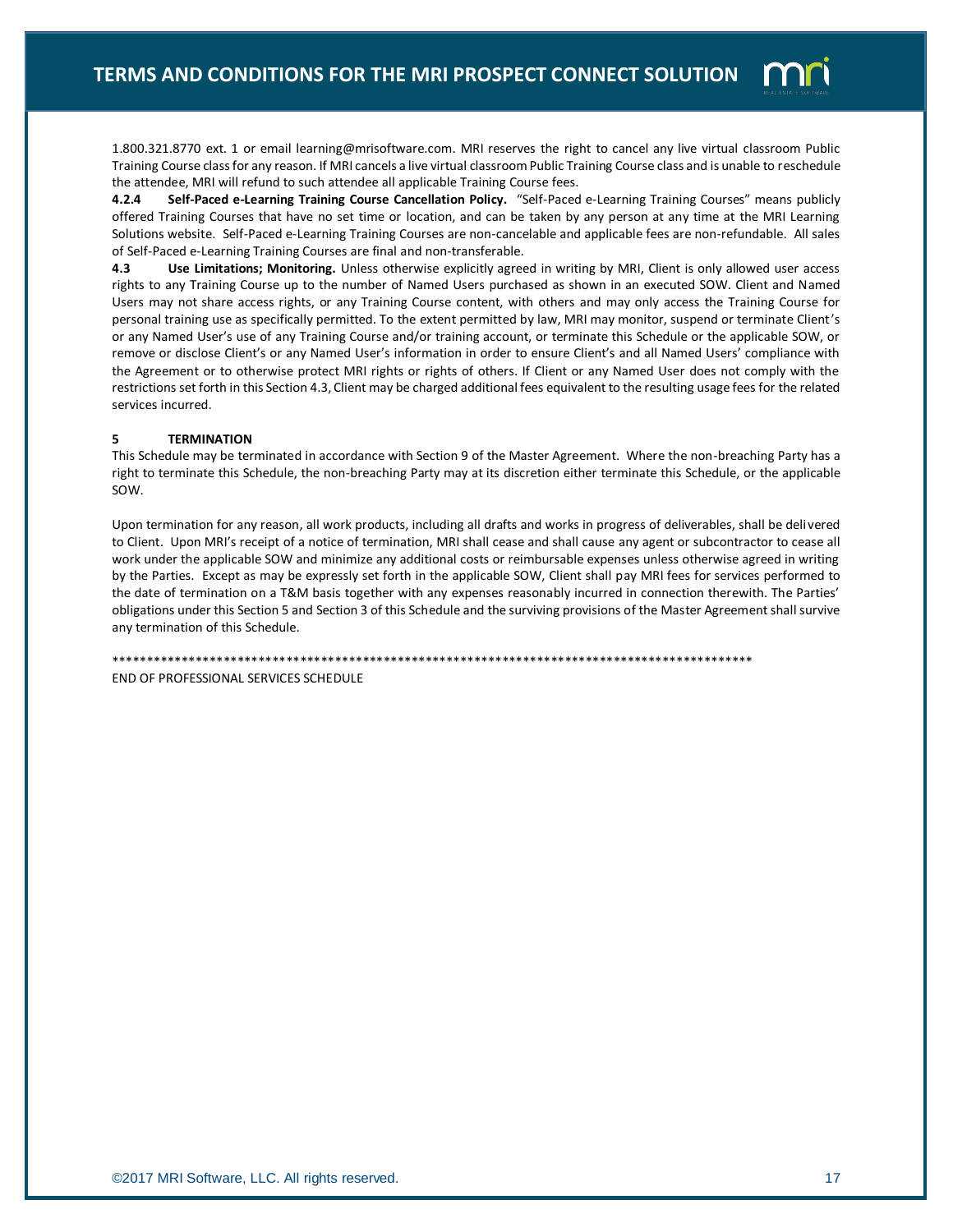1.800.321.8770 ext. 1 or email learning@mrisoftware.com. MRI reserves the right to cancel any live virtual classroom Public Training Course class for any reason. If MRI cancels a live virtual classroom Public Training Course class and is unable to reschedule the attendee, MRI will refund to such attendee all applicable Training Course fees.

**4.2.4 Self-Paced e-Learning Training Course Cancellation Policy.** "Self-Paced e-Learning Training Courses" means publicly offered Training Courses that have no set time or location, and can be taken by any person at any time at the MRI Learning Solutions website. Self-Paced e-Learning Training Courses are non-cancelable and applicable fees are non-refundable. All sales of Self-Paced e-Learning Training Courses are final and non-transferable.

**4.3 Use Limitations; Monitoring.** Unless otherwise explicitly agreed in writing by MRI, Client is only allowed user access rights to any Training Course up to the number of Named Users purchased as shown in an executed SOW. Client and Named Users may not share access rights, or any Training Course content, with others and may only access the Training Course for personal training use as specifically permitted. To the extent permitted by law, MRI may monitor, suspend or terminate Client's or any Named User's use of any Training Course and/or training account, or terminate this Schedule or the applicable SOW, or remove or disclose Client's or any Named User's information in order to ensure Client's and all Named Users' compliance with the Agreement or to otherwise protect MRI rights or rights of others. If Client or any Named User does not comply with the restrictions set forth in this Section 4.3, Client may be charged additional fees equivalent to the resulting usage fees for the related services incurred.

## 5 TERMINATION

This Schedule may be terminated in accordance with Section 9 of the Master Agreement. Where the non-breaching Party has a right to terminate this Schedule, the non-breaching Party may at its discretion either terminate this Schedule, or the applicable SOW.

Upon termination for any reason, all work products, including all drafts and works in progress of deliverables, shall be delivered to Client. Upon MRI's receipt of a notice of termination, MRI shall cease and shall cause any agent or subcontractor to cease all work under the applicable SOW and minimize any additional costs or reimbursable expenses unless otherwise agreed in writing by the Parties. Except as may be expressly set forth in the applicable SOW, Client shall pay MRI fees for services performed to the date of termination on a T&M basis together with any expenses reasonably incurred in connection therewith. The Parties' obligations under this Section 5 and Section 3 of this Schedule and the surviving provisions of the Master Agreement shall survive any termination of this Schedule.

*************************************************************************************************

END OF PROFESSIONAL SERVICES SCHEDULE